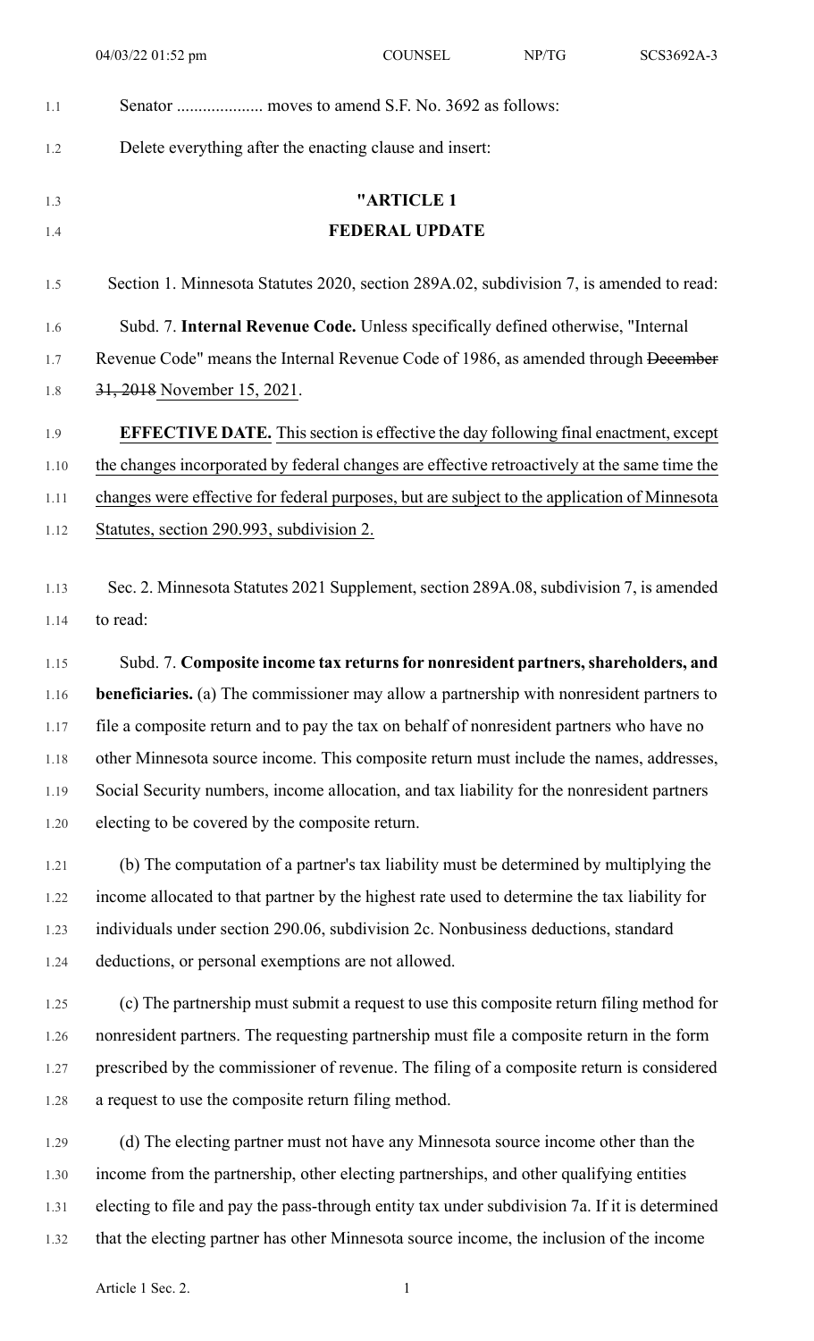Senator .................... moves to amend S.F. No. 3692 as follows:

Delete everything after the enacting clause and insert:

"ARTICLE 1

FEDERAL UPDATE

Section 1. Minnesota Statutes 2020, section 289A.02, subdivision 7, is amended to read:

Subd. 7. **Internal Revenue Code.** Unless specifically defined otherwise, "Internal Revenue Code" means the Internal Revenue Code of 1986, as amended through ~~December 31, 2018~~ November 15, 2021.

**EFFECTIVE DATE.** This section is effective the day following final enactment, except the changes incorporated by federal changes are effective retroactively at the same time the changes were effective for federal purposes, but are subject to the application of Minnesota Statutes, section 290.993, subdivision 2.

Sec. 2. Minnesota Statutes 2021 Supplement, section 289A.08, subdivision 7, is amended to read:

Subd. 7. **Composite income tax returns for nonresident partners, shareholders, and beneficiaries.** (a) The commissioner may allow a partnership with nonresident partners to file a composite return and to pay the tax on behalf of nonresident partners who have no other Minnesota source income. This composite return must include the names, addresses, Social Security numbers, income allocation, and tax liability for the nonresident partners electing to be covered by the composite return.

(b) The computation of a partner's tax liability must be determined by multiplying the income allocated to that partner by the highest rate used to determine the tax liability for individuals under section 290.06, subdivision 2c. Nonbusiness deductions, standard deductions, or personal exemptions are not allowed.

(c) The partnership must submit a request to use this composite return filing method for nonresident partners. The requesting partnership must file a composite return in the form prescribed by the commissioner of revenue. The filing of a composite return is considered a request to use the composite return filing method.

(d) The electing partner must not have any Minnesota source income other than the income from the partnership, other electing partnerships, and other qualifying entities electing to file and pay the pass-through entity tax under subdivision 7a. If it is determined that the electing partner has other Minnesota source income, the inclusion of the income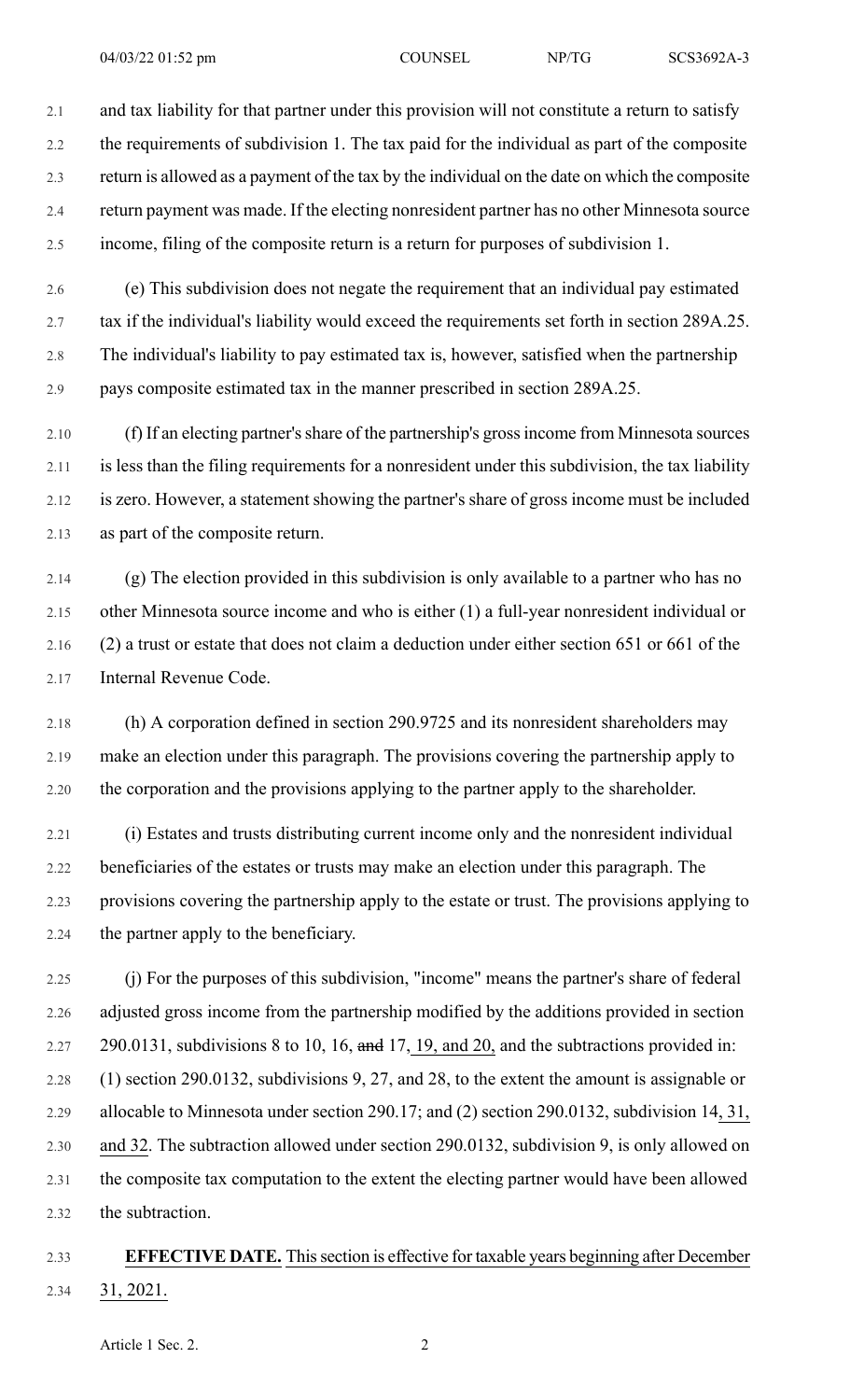and tax liability for that partner under this provision will not constitute a return to satisfy the requirements of subdivision 1. The tax paid for the individual as part of the composite return is allowed as a payment of the tax by the individual on the date on which the composite return payment was made. If the electing nonresident partner has no other Minnesota source income, filing of the composite return is a return for purposes of subdivision 1.

(e) This subdivision does not negate the requirement that an individual pay estimated tax if the individual's liability would exceed the requirements set forth in section 289A.25. The individual's liability to pay estimated tax is, however, satisfied when the partnership pays composite estimated tax in the manner prescribed in section 289A.25.

(f) If an electing partner's share of the partnership's gross income from Minnesota sources is less than the filing requirements for a nonresident under this subdivision, the tax liability is zero. However, a statement showing the partner's share of gross income must be included as part of the composite return.

(g) The election provided in this subdivision is only available to a partner who has no other Minnesota source income and who is either (1) a full-year nonresident individual or (2) a trust or estate that does not claim a deduction under either section 651 or 661 of the Internal Revenue Code.

(h) A corporation defined in section 290.9725 and its nonresident shareholders may make an election under this paragraph. The provisions covering the partnership apply to the corporation and the provisions applying to the partner apply to the shareholder.

(i) Estates and trusts distributing current income only and the nonresident individual beneficiaries of the estates or trusts may make an election under this paragraph. The provisions covering the partnership apply to the estate or trust. The provisions applying to the partner apply to the beneficiary.

(j) For the purposes of this subdivision, "income" means the partner's share of federal adjusted gross income from the partnership modified by the additions provided in section 290.0131, subdivisions 8 to 10, 16, ~~and~~ 17, 19, and 20, and the subtractions provided in: (1) section 290.0132, subdivisions 9, 27, and 28, to the extent the amount is assignable or allocable to Minnesota under section 290.17; and (2) section 290.0132, subdivision 14, 31, and 32. The subtraction allowed under section 290.0132, subdivision 9, is only allowed on the composite tax computation to the extent the electing partner would have been allowed the subtraction.

**EFFECTIVE DATE.** This section is effective for taxable years beginning after December 31, 2021.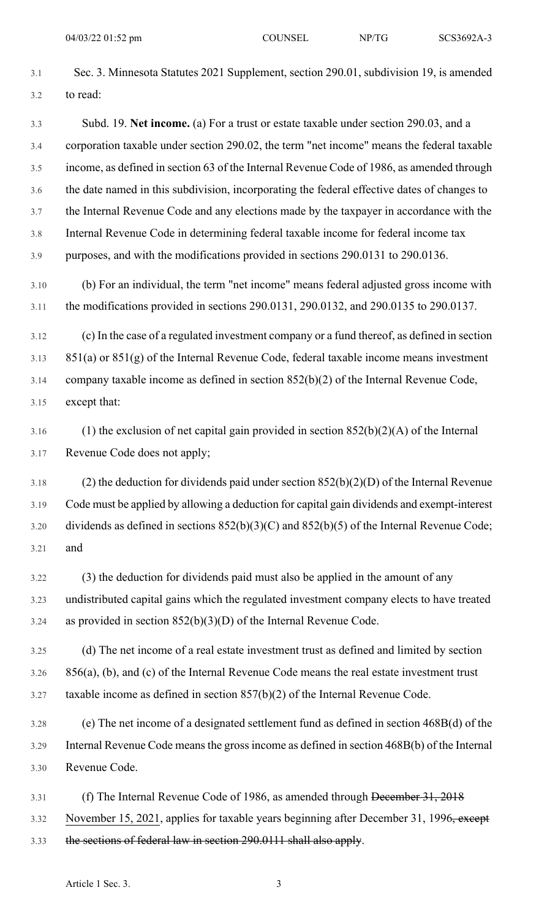Sec. 3. Minnesota Statutes 2021 Supplement, section 290.01, subdivision 19, is amended to read:

Subd. 19. **Net income.** (a) For a trust or estate taxable under section 290.03, and a corporation taxable under section 290.02, the term "net income" means the federal taxable income, as defined in section 63 of the Internal Revenue Code of 1986, as amended through the date named in this subdivision, incorporating the federal effective dates of changes to the Internal Revenue Code and any elections made by the taxpayer in accordance with the Internal Revenue Code in determining federal taxable income for federal income tax purposes, and with the modifications provided in sections 290.0131 to 290.0136.

(b) For an individual, the term "net income" means federal adjusted gross income with the modifications provided in sections 290.0131, 290.0132, and 290.0135 to 290.0137.

(c) In the case of a regulated investment company or a fund thereof, as defined in section 851(a) or 851(g) of the Internal Revenue Code, federal taxable income means investment company taxable income as defined in section 852(b)(2) of the Internal Revenue Code, except that:

(1) the exclusion of net capital gain provided in section 852(b)(2)(A) of the Internal Revenue Code does not apply;

(2) the deduction for dividends paid under section 852(b)(2)(D) of the Internal Revenue Code must be applied by allowing a deduction for capital gain dividends and exempt-interest dividends as defined in sections 852(b)(3)(C) and 852(b)(5) of the Internal Revenue Code; and

(3) the deduction for dividends paid must also be applied in the amount of any undistributed capital gains which the regulated investment company elects to have treated as provided in section 852(b)(3)(D) of the Internal Revenue Code.

(d) The net income of a real estate investment trust as defined and limited by section 856(a), (b), and (c) of the Internal Revenue Code means the real estate investment trust taxable income as defined in section 857(b)(2) of the Internal Revenue Code.

(e) The net income of a designated settlement fund as defined in section 468B(d) of the Internal Revenue Code means the gross income as defined in section 468B(b) of the Internal Revenue Code.

(f) The Internal Revenue Code of 1986, as amended through ~~December 31, 2018~~ November 15, 2021, applies for taxable years beginning after December 31, 1996~~, except the sections of federal law in section 290.0111 shall also apply~~.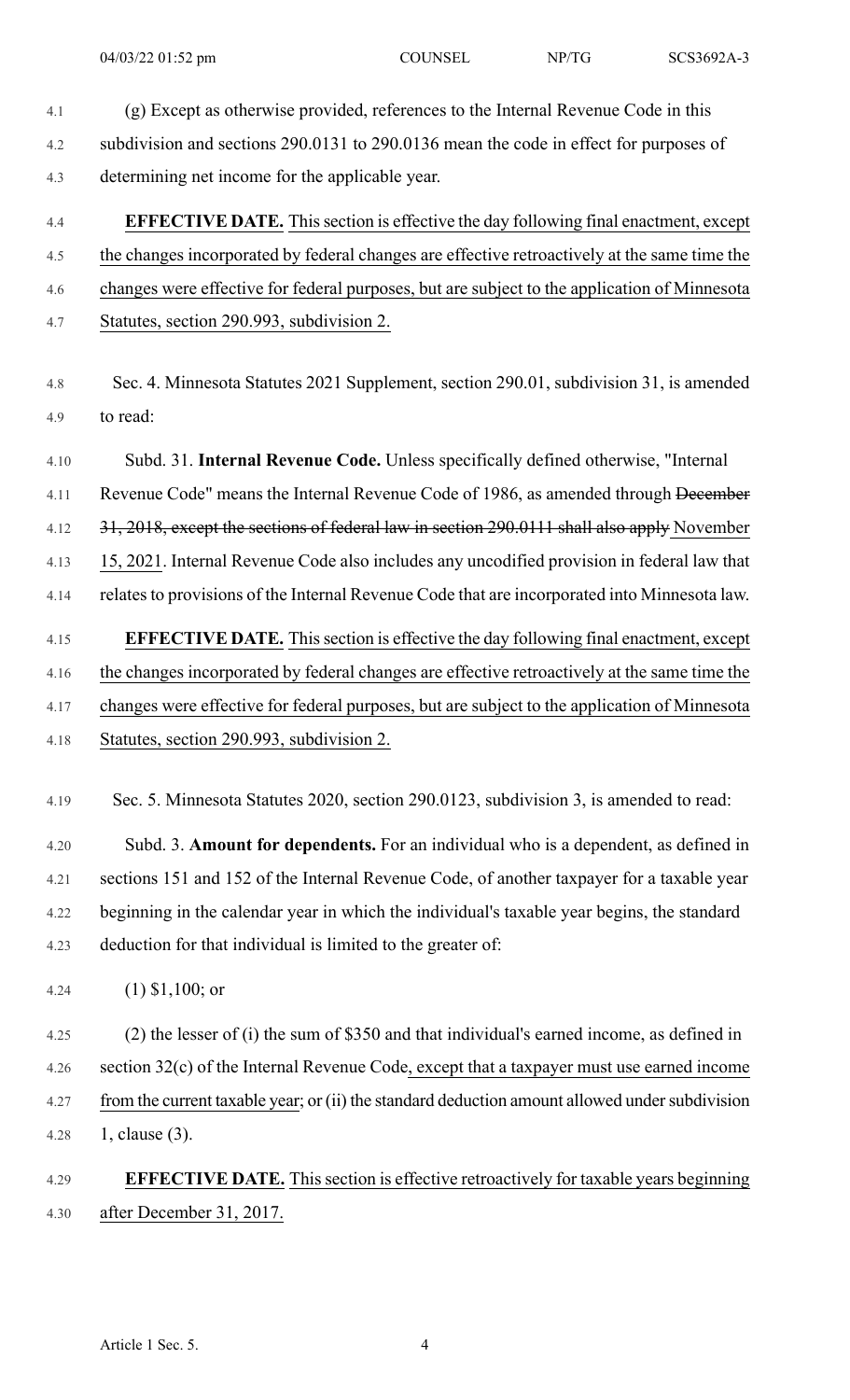(g) Except as otherwise provided, references to the Internal Revenue Code in this subdivision and sections 290.0131 to 290.0136 mean the code in effect for purposes of determining net income for the applicable year.

**EFFECTIVE DATE.** This section is effective the day following final enactment, except the changes incorporated by federal changes are effective retroactively at the same time the changes were effective for federal purposes, but are subject to the application of Minnesota Statutes, section 290.993, subdivision 2.

Sec. 4. Minnesota Statutes 2021 Supplement, section 290.01, subdivision 31, is amended to read:

Subd. 31. **Internal Revenue Code.** Unless specifically defined otherwise, "Internal Revenue Code" means the Internal Revenue Code of 1986, as amended through ~~December 31, 2018, except the sections of federal law in section 290.0111 shall also apply~~ November 15, 2021. Internal Revenue Code also includes any uncodified provision in federal law that relates to provisions of the Internal Revenue Code that are incorporated into Minnesota law.

**EFFECTIVE DATE.** This section is effective the day following final enactment, except the changes incorporated by federal changes are effective retroactively at the same time the changes were effective for federal purposes, but are subject to the application of Minnesota Statutes, section 290.993, subdivision 2.

Sec. 5. Minnesota Statutes 2020, section 290.0123, subdivision 3, is amended to read:

Subd. 3. **Amount for dependents.** For an individual who is a dependent, as defined in sections 151 and 152 of the Internal Revenue Code, of another taxpayer for a taxable year beginning in the calendar year in which the individual's taxable year begins, the standard deduction for that individual is limited to the greater of:

(1) $1,100; or

(2) the lesser of (i) the sum of $350 and that individual's earned income, as defined in section 32(c) of the Internal Revenue Code, except that a taxpayer must use earned income from the current taxable year; or (ii) the standard deduction amount allowed under subdivision 1, clause (3).

**EFFECTIVE DATE.** This section is effective retroactively for taxable years beginning after December 31, 2017.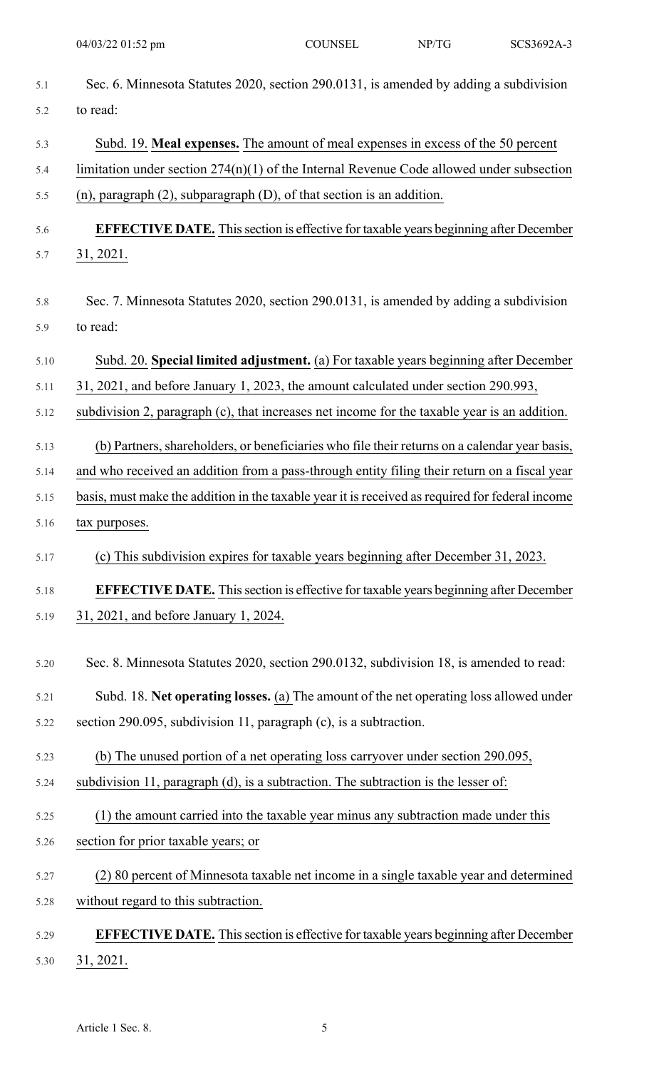Sec. 6. Minnesota Statutes 2020, section 290.0131, is amended by adding a subdivision to read:

Subd. 19. **Meal expenses.** The amount of meal expenses in excess of the 50 percent limitation under section 274(n)(1) of the Internal Revenue Code allowed under subsection (n), paragraph (2), subparagraph (D), of that section is an addition.

**EFFECTIVE DATE.** This section is effective for taxable years beginning after December 31, 2021.

Sec. 7. Minnesota Statutes 2020, section 290.0131, is amended by adding a subdivision to read:

Subd. 20. **Special limited adjustment.** (a) For taxable years beginning after December 31, 2021, and before January 1, 2023, the amount calculated under section 290.993, subdivision 2, paragraph (c), that increases net income for the taxable year is an addition.

(b) Partners, shareholders, or beneficiaries who file their returns on a calendar year basis, and who received an addition from a pass-through entity filing their return on a fiscal year basis, must make the addition in the taxable year it is received as required for federal income tax purposes.

(c) This subdivision expires for taxable years beginning after December 31, 2023.

**EFFECTIVE DATE.** This section is effective for taxable years beginning after December 31, 2021, and before January 1, 2024.

Sec. 8. Minnesota Statutes 2020, section 290.0132, subdivision 18, is amended to read:

Subd. 18. **Net operating losses.** (a) The amount of the net operating loss allowed under section 290.095, subdivision 11, paragraph (c), is a subtraction.

(b) The unused portion of a net operating loss carryover under section 290.095, subdivision 11, paragraph (d), is a subtraction. The subtraction is the lesser of:

(1) the amount carried into the taxable year minus any subtraction made under this section for prior taxable years; or

(2) 80 percent of Minnesota taxable net income in a single taxable year and determined without regard to this subtraction.

**EFFECTIVE DATE.** This section is effective for taxable years beginning after December 31, 2021.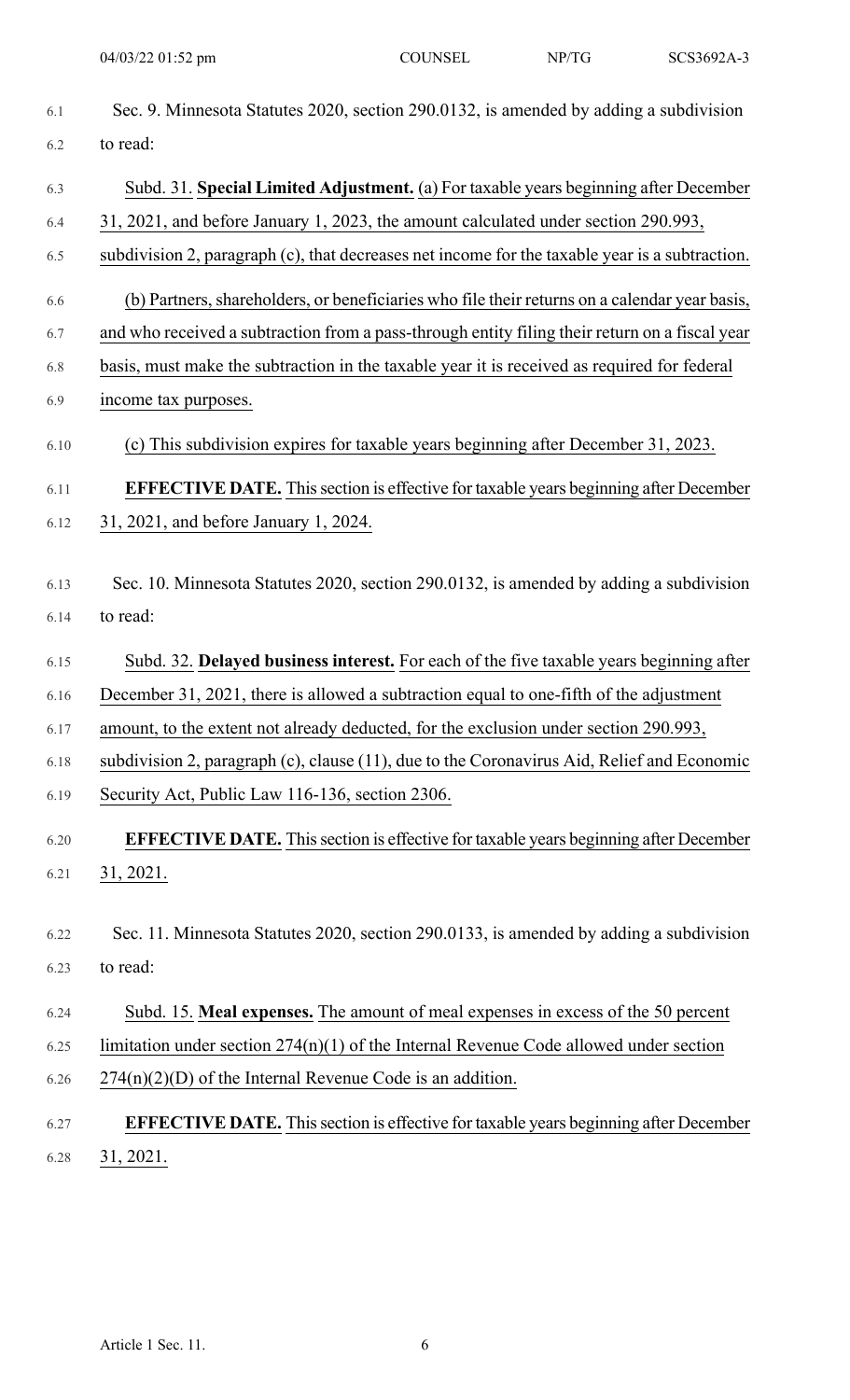Sec. 9. Minnesota Statutes 2020, section 290.0132, is amended by adding a subdivision to read:

Subd. 31. **Special Limited Adjustment.** (a) For taxable years beginning after December 31, 2021, and before January 1, 2023, the amount calculated under section 290.993, subdivision 2, paragraph (c), that decreases net income for the taxable year is a subtraction.

(b) Partners, shareholders, or beneficiaries who file their returns on a calendar year basis, and who received a subtraction from a pass-through entity filing their return on a fiscal year basis, must make the subtraction in the taxable year it is received as required for federal income tax purposes.

(c) This subdivision expires for taxable years beginning after December 31, 2023.

**EFFECTIVE DATE.** This section is effective for taxable years beginning after December 31, 2021, and before January 1, 2024.

Sec. 10. Minnesota Statutes 2020, section 290.0132, is amended by adding a subdivision to read:

Subd. 32. **Delayed business interest.** For each of the five taxable years beginning after December 31, 2021, there is allowed a subtraction equal to one-fifth of the adjustment amount, to the extent not already deducted, for the exclusion under section 290.993, subdivision 2, paragraph (c), clause (11), due to the Coronavirus Aid, Relief and Economic Security Act, Public Law 116-136, section 2306.

**EFFECTIVE DATE.** This section is effective for taxable years beginning after December 31, 2021.

Sec. 11. Minnesota Statutes 2020, section 290.0133, is amended by adding a subdivision to read:

Subd. 15. **Meal expenses.** The amount of meal expenses in excess of the 50 percent limitation under section 274(n)(1) of the Internal Revenue Code allowed under section 274(n)(2)(D) of the Internal Revenue Code is an addition.

**EFFECTIVE DATE.** This section is effective for taxable years beginning after December 31, 2021.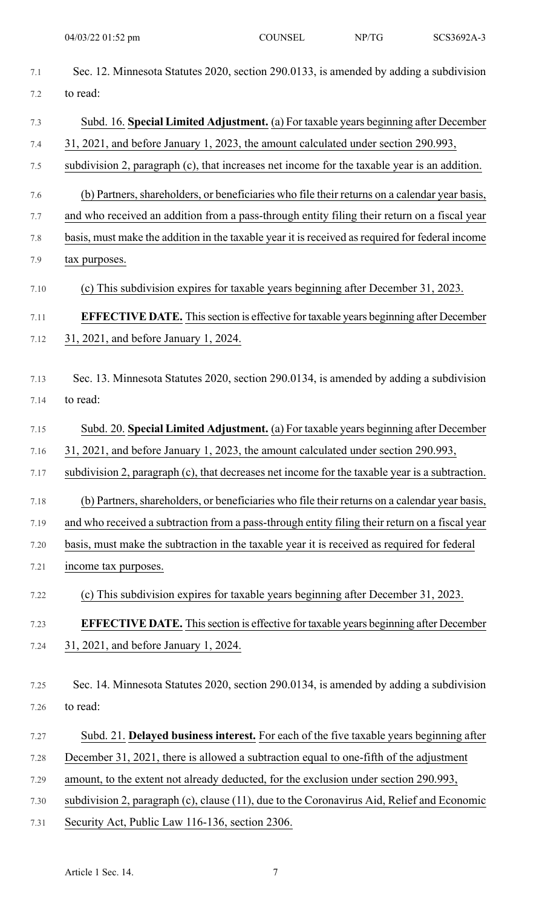Sec. 12. Minnesota Statutes 2020, section 290.0133, is amended by adding a subdivision to read:

Subd. 16. **Special Limited Adjustment.** (a) For taxable years beginning after December 31, 2021, and before January 1, 2023, the amount calculated under section 290.993, subdivision 2, paragraph (c), that increases net income for the taxable year is an addition.

(b) Partners, shareholders, or beneficiaries who file their returns on a calendar year basis, and who received an addition from a pass-through entity filing their return on a fiscal year basis, must make the addition in the taxable year it is received as required for federal income tax purposes.

(c) This subdivision expires for taxable years beginning after December 31, 2023.

**EFFECTIVE DATE.** This section is effective for taxable years beginning after December 31, 2021, and before January 1, 2024.

Sec. 13. Minnesota Statutes 2020, section 290.0134, is amended by adding a subdivision to read:

Subd. 20. **Special Limited Adjustment.** (a) For taxable years beginning after December 31, 2021, and before January 1, 2023, the amount calculated under section 290.993, subdivision 2, paragraph (c), that decreases net income for the taxable year is a subtraction.

(b) Partners, shareholders, or beneficiaries who file their returns on a calendar year basis, and who received a subtraction from a pass-through entity filing their return on a fiscal year basis, must make the subtraction in the taxable year it is received as required for federal income tax purposes.

(c) This subdivision expires for taxable years beginning after December 31, 2023.

**EFFECTIVE DATE.** This section is effective for taxable years beginning after December 31, 2021, and before January 1, 2024.

Sec. 14. Minnesota Statutes 2020, section 290.0134, is amended by adding a subdivision to read:

Subd. 21. **Delayed business interest.** For each of the five taxable years beginning after December 31, 2021, there is allowed a subtraction equal to one-fifth of the adjustment amount, to the extent not already deducted, for the exclusion under section 290.993, subdivision 2, paragraph (c), clause (11), due to the Coronavirus Aid, Relief and Economic Security Act, Public Law 116-136, section 2306.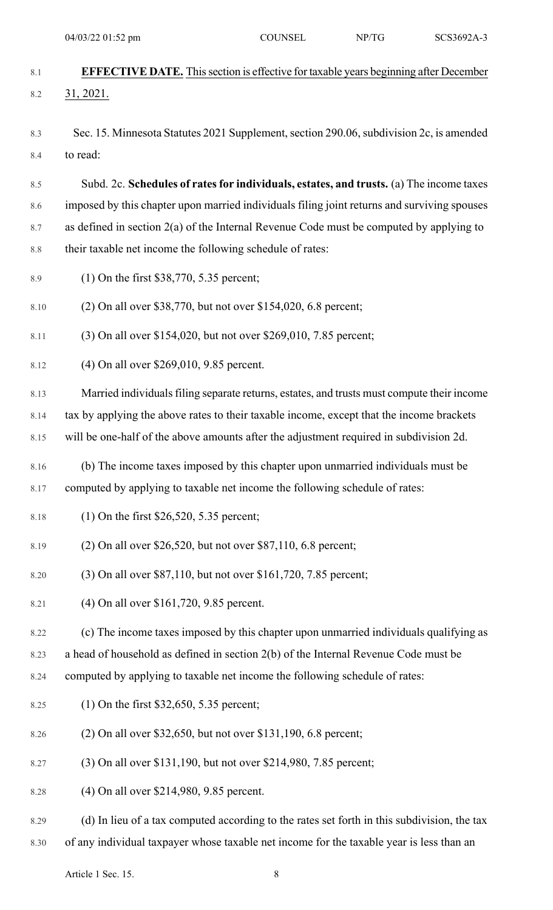**EFFECTIVE DATE.** This section is effective for taxable years beginning after December 31, 2021.

Sec. 15. Minnesota Statutes 2021 Supplement, section 290.06, subdivision 2c, is amended to read:

Subd. 2c. **Schedules of rates for individuals, estates, and trusts.** (a) The income taxes imposed by this chapter upon married individuals filing joint returns and surviving spouses as defined in section 2(a) of the Internal Revenue Code must be computed by applying to their taxable net income the following schedule of rates:

(1) On the first $38,770, 5.35 percent;

(2) On all over $38,770, but not over $154,020, 6.8 percent;

(3) On all over $154,020, but not over $269,010, 7.85 percent;

(4) On all over $269,010, 9.85 percent.

Married individuals filing separate returns, estates, and trusts must compute their income tax by applying the above rates to their taxable income, except that the income brackets will be one-half of the above amounts after the adjustment required in subdivision 2d.

(b) The income taxes imposed by this chapter upon unmarried individuals must be computed by applying to taxable net income the following schedule of rates:

(1) On the first $26,520, 5.35 percent;

(2) On all over $26,520, but not over $87,110, 6.8 percent;

(3) On all over $87,110, but not over $161,720, 7.85 percent;

(4) On all over $161,720, 9.85 percent.

(c) The income taxes imposed by this chapter upon unmarried individuals qualifying as a head of household as defined in section 2(b) of the Internal Revenue Code must be computed by applying to taxable net income the following schedule of rates:

(1) On the first $32,650, 5.35 percent;

(2) On all over $32,650, but not over $131,190, 6.8 percent;

(3) On all over $131,190, but not over $214,980, 7.85 percent;

(4) On all over $214,980, 9.85 percent.

(d) In lieu of a tax computed according to the rates set forth in this subdivision, the tax of any individual taxpayer whose taxable net income for the taxable year is less than an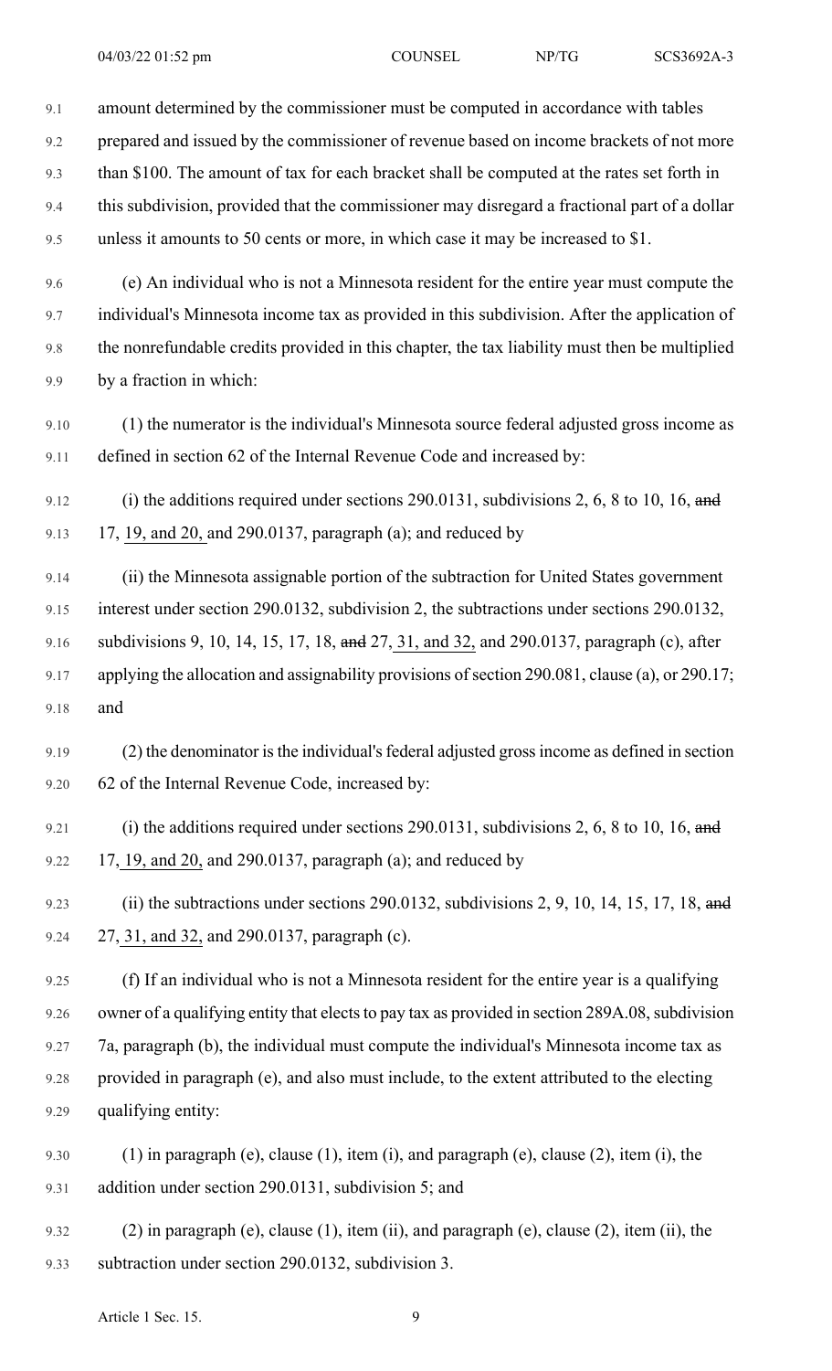amount determined by the commissioner must be computed in accordance with tables prepared and issued by the commissioner of revenue based on income brackets of not more than $100. The amount of tax for each bracket shall be computed at the rates set forth in this subdivision, provided that the commissioner may disregard a fractional part of a dollar unless it amounts to 50 cents or more, in which case it may be increased to $1.

(e) An individual who is not a Minnesota resident for the entire year must compute the individual's Minnesota income tax as provided in this subdivision. After the application of the nonrefundable credits provided in this chapter, the tax liability must then be multiplied by a fraction in which:

(1) the numerator is the individual's Minnesota source federal adjusted gross income as defined in section 62 of the Internal Revenue Code and increased by:

(i) the additions required under sections 290.0131, subdivisions 2, 6, 8 to 10, 16, ~~and~~ 17, <u>19, and 20,</u> and 290.0137, paragraph (a); and reduced by

(ii) the Minnesota assignable portion of the subtraction for United States government interest under section 290.0132, subdivision 2, the subtractions under sections 290.0132, subdivisions 9, 10, 14, 15, 17, 18, ~~and~~ 27, <u>31, and 32,</u> and 290.0137, paragraph (c), after applying the allocation and assignability provisions of section 290.081, clause (a), or 290.17; and

(2) the denominator is the individual's federal adjusted gross income as defined in section 62 of the Internal Revenue Code, increased by:

(i) the additions required under sections 290.0131, subdivisions 2, 6, 8 to 10, 16, ~~and~~ 17, <u>19, and 20,</u> and 290.0137, paragraph (a); and reduced by

(ii) the subtractions under sections 290.0132, subdivisions 2, 9, 10, 14, 15, 17, 18, ~~and~~ 27, <u>31, and 32,</u> and 290.0137, paragraph (c).

(f) If an individual who is not a Minnesota resident for the entire year is a qualifying owner of a qualifying entity that elects to pay tax as provided in section 289A.08, subdivision 7a, paragraph (b), the individual must compute the individual's Minnesota income tax as provided in paragraph (e), and also must include, to the extent attributed to the electing qualifying entity:

(1) in paragraph (e), clause (1), item (i), and paragraph (e), clause (2), item (i), the addition under section 290.0131, subdivision 5; and

(2) in paragraph (e), clause (1), item (ii), and paragraph (e), clause (2), item (ii), the subtraction under section 290.0132, subdivision 3.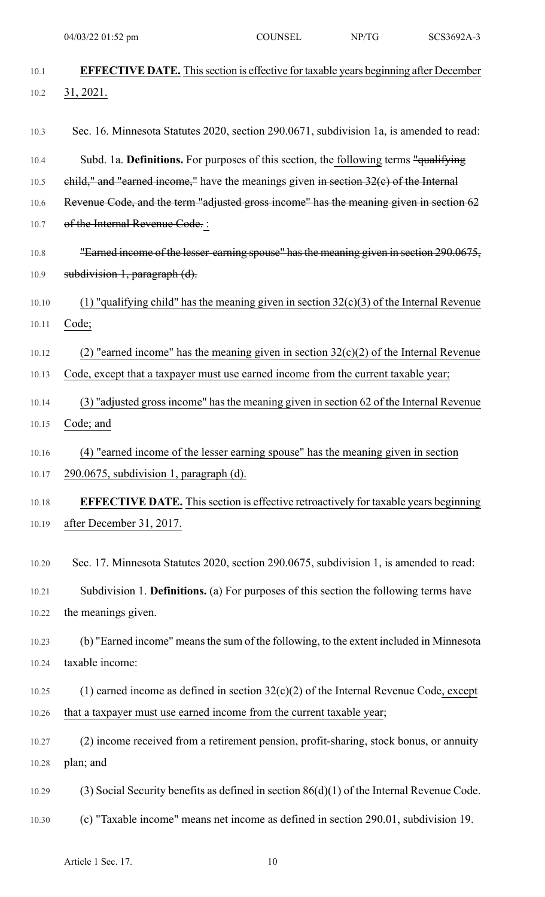**EFFECTIVE DATE.** This section is effective for taxable years beginning after December 31, 2021.

Sec. 16. Minnesota Statutes 2020, section 290.0671, subdivision 1a, is amended to read:

Subd. 1a. **Definitions.** For purposes of this section, the following terms ~~"qualifying child," and "earned income,"~~ have the meanings given ~~in section 32(c) of the Internal Revenue Code, and the term "adjusted gross income" has the meaning given in section 62 of the Internal Revenue Code.~~ :

~~"Earned income of the lesser-earning spouse" has the meaning given in section 290.0675, subdivision 1, paragraph (d).~~

(1) "qualifying child" has the meaning given in section 32(c)(3) of the Internal Revenue Code;

(2) "earned income" has the meaning given in section 32(c)(2) of the Internal Revenue Code, except that a taxpayer must use earned income from the current taxable year;

(3) "adjusted gross income" has the meaning given in section 62 of the Internal Revenue Code; and

(4) "earned income of the lesser earning spouse" has the meaning given in section 290.0675, subdivision 1, paragraph (d).

**EFFECTIVE DATE.** This section is effective retroactively for taxable years beginning after December 31, 2017.

Sec. 17. Minnesota Statutes 2020, section 290.0675, subdivision 1, is amended to read:

Subdivision 1. **Definitions.** (a) For purposes of this section the following terms have the meanings given.

(b) "Earned income" means the sum of the following, to the extent included in Minnesota taxable income:

(1) earned income as defined in section 32(c)(2) of the Internal Revenue Code, except that a taxpayer must use earned income from the current taxable year;

(2) income received from a retirement pension, profit-sharing, stock bonus, or annuity plan; and

(3) Social Security benefits as defined in section 86(d)(1) of the Internal Revenue Code.

(c) "Taxable income" means net income as defined in section 290.01, subdivision 19.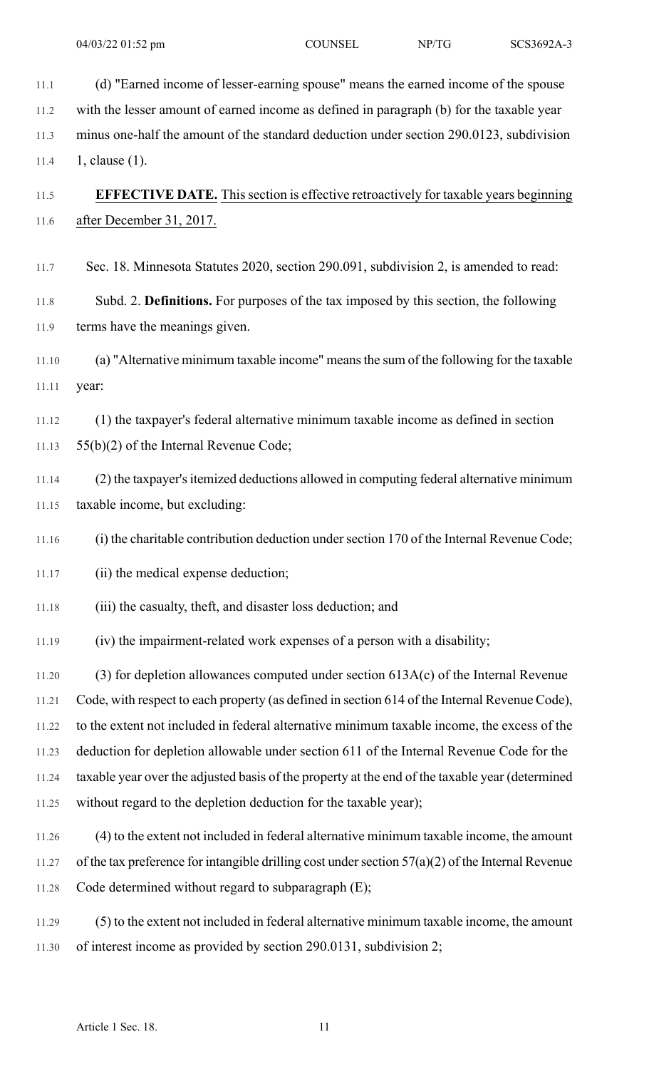(d) "Earned income of lesser-earning spouse" means the earned income of the spouse with the lesser amount of earned income as defined in paragraph (b) for the taxable year minus one-half the amount of the standard deduction under section 290.0123, subdivision 1, clause (1).

**EFFECTIVE DATE.** This section is effective retroactively for taxable years beginning after December 31, 2017.

Sec. 18. Minnesota Statutes 2020, section 290.091, subdivision 2, is amended to read:

Subd. 2. **Definitions.** For purposes of the tax imposed by this section, the following terms have the meanings given.

(a) "Alternative minimum taxable income" means the sum of the following for the taxable year:

(1) the taxpayer's federal alternative minimum taxable income as defined in section 55(b)(2) of the Internal Revenue Code;

(2) the taxpayer's itemized deductions allowed in computing federal alternative minimum taxable income, but excluding:

(i) the charitable contribution deduction under section 170 of the Internal Revenue Code;

(ii) the medical expense deduction;

(iii) the casualty, theft, and disaster loss deduction; and

(iv) the impairment-related work expenses of a person with a disability;

(3) for depletion allowances computed under section 613A(c) of the Internal Revenue Code, with respect to each property (as defined in section 614 of the Internal Revenue Code), to the extent not included in federal alternative minimum taxable income, the excess of the deduction for depletion allowable under section 611 of the Internal Revenue Code for the taxable year over the adjusted basis of the property at the end of the taxable year (determined without regard to the depletion deduction for the taxable year);

(4) to the extent not included in federal alternative minimum taxable income, the amount of the tax preference for intangible drilling cost under section 57(a)(2) of the Internal Revenue Code determined without regard to subparagraph (E);

(5) to the extent not included in federal alternative minimum taxable income, the amount of interest income as provided by section 290.0131, subdivision 2;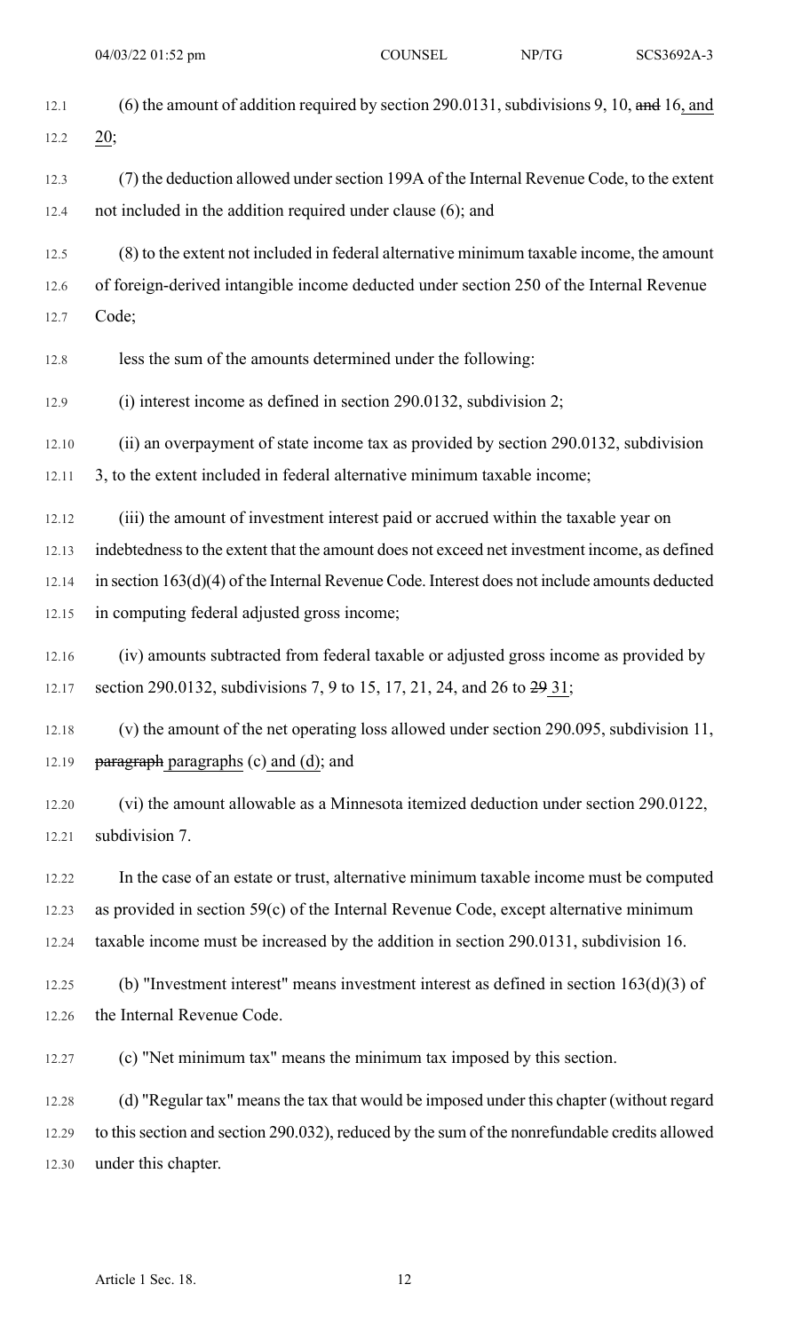(6) the amount of addition required by section 290.0131, subdivisions 9, 10, ~~and~~ 16, and 20;

(7) the deduction allowed under section 199A of the Internal Revenue Code, to the extent not included in the addition required under clause (6); and

(8) to the extent not included in federal alternative minimum taxable income, the amount of foreign-derived intangible income deducted under section 250 of the Internal Revenue Code;

less the sum of the amounts determined under the following:

(i) interest income as defined in section 290.0132, subdivision 2;

(ii) an overpayment of state income tax as provided by section 290.0132, subdivision 3, to the extent included in federal alternative minimum taxable income;

(iii) the amount of investment interest paid or accrued within the taxable year on indebtedness to the extent that the amount does not exceed net investment income, as defined in section 163(d)(4) of the Internal Revenue Code. Interest does not include amounts deducted in computing federal adjusted gross income;

(iv) amounts subtracted from federal taxable or adjusted gross income as provided by section 290.0132, subdivisions 7, 9 to 15, 17, 21, 24, and 26 to ~~29~~ 31;

(v) the amount of the net operating loss allowed under section 290.095, subdivision 11, ~~paragraph~~ paragraphs (c) and (d); and

(vi) the amount allowable as a Minnesota itemized deduction under section 290.0122, subdivision 7.

In the case of an estate or trust, alternative minimum taxable income must be computed as provided in section 59(c) of the Internal Revenue Code, except alternative minimum taxable income must be increased by the addition in section 290.0131, subdivision 16.

(b) "Investment interest" means investment interest as defined in section 163(d)(3) of the Internal Revenue Code.

(c) "Net minimum tax" means the minimum tax imposed by this section.

(d) "Regular tax" means the tax that would be imposed under this chapter (without regard to this section and section 290.032), reduced by the sum of the nonrefundable credits allowed under this chapter.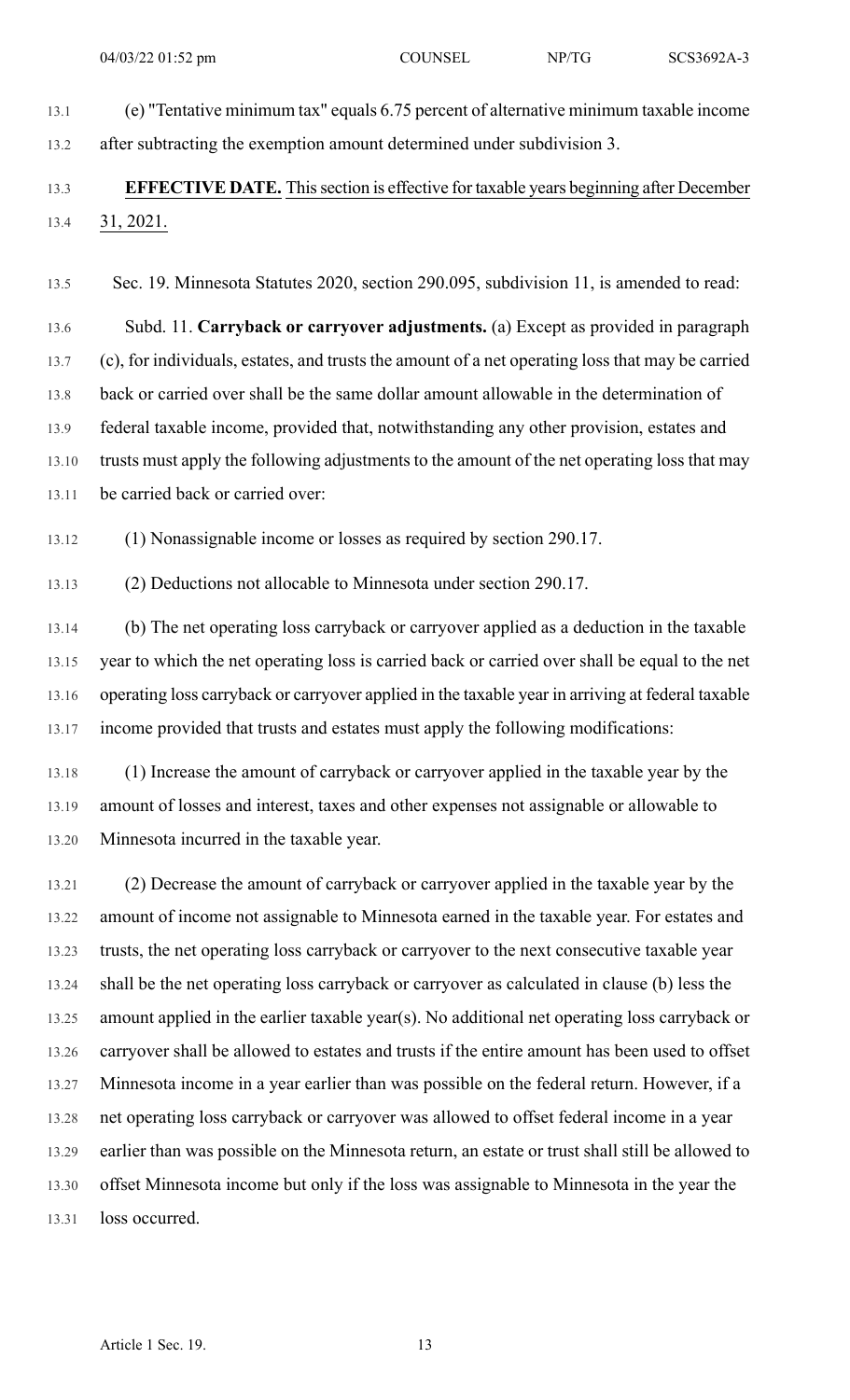(e) "Tentative minimum tax" equals 6.75 percent of alternative minimum taxable income after subtracting the exemption amount determined under subdivision 3.

**EFFECTIVE DATE.** This section is effective for taxable years beginning after December 31, 2021.

Sec. 19. Minnesota Statutes 2020, section 290.095, subdivision 11, is amended to read:

Subd. 11. **Carryback or carryover adjustments.** (a) Except as provided in paragraph (c), for individuals, estates, and trusts the amount of a net operating loss that may be carried back or carried over shall be the same dollar amount allowable in the determination of federal taxable income, provided that, notwithstanding any other provision, estates and trusts must apply the following adjustments to the amount of the net operating loss that may be carried back or carried over:

(1) Nonassignable income or losses as required by section 290.17.

(2) Deductions not allocable to Minnesota under section 290.17.

(b) The net operating loss carryback or carryover applied as a deduction in the taxable year to which the net operating loss is carried back or carried over shall be equal to the net operating loss carryback or carryover applied in the taxable year in arriving at federal taxable income provided that trusts and estates must apply the following modifications:

(1) Increase the amount of carryback or carryover applied in the taxable year by the amount of losses and interest, taxes and other expenses not assignable or allowable to Minnesota incurred in the taxable year.

(2) Decrease the amount of carryback or carryover applied in the taxable year by the amount of income not assignable to Minnesota earned in the taxable year. For estates and trusts, the net operating loss carryback or carryover to the next consecutive taxable year shall be the net operating loss carryback or carryover as calculated in clause (b) less the amount applied in the earlier taxable year(s). No additional net operating loss carryback or carryover shall be allowed to estates and trusts if the entire amount has been used to offset Minnesota income in a year earlier than was possible on the federal return. However, if a net operating loss carryback or carryover was allowed to offset federal income in a year earlier than was possible on the Minnesota return, an estate or trust shall still be allowed to offset Minnesota income but only if the loss was assignable to Minnesota in the year the loss occurred.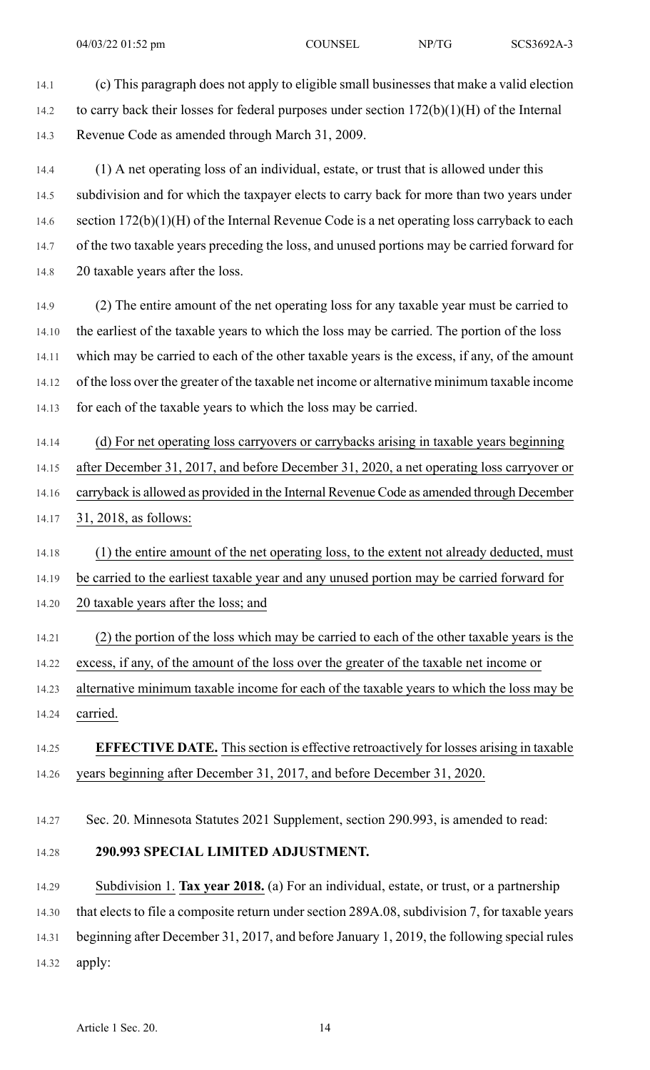(c) This paragraph does not apply to eligible small businesses that make a valid election to carry back their losses for federal purposes under section 172(b)(1)(H) of the Internal Revenue Code as amended through March 31, 2009.

(1) A net operating loss of an individual, estate, or trust that is allowed under this subdivision and for which the taxpayer elects to carry back for more than two years under section 172(b)(1)(H) of the Internal Revenue Code is a net operating loss carryback to each of the two taxable years preceding the loss, and unused portions may be carried forward for 20 taxable years after the loss.

(2) The entire amount of the net operating loss for any taxable year must be carried to the earliest of the taxable years to which the loss may be carried. The portion of the loss which may be carried to each of the other taxable years is the excess, if any, of the amount of the loss over the greater of the taxable net income or alternative minimum taxable income for each of the taxable years to which the loss may be carried.

(d) For net operating loss carryovers or carrybacks arising in taxable years beginning after December 31, 2017, and before December 31, 2020, a net operating loss carryover or carryback is allowed as provided in the Internal Revenue Code as amended through December 31, 2018, as follows:

(1) the entire amount of the net operating loss, to the extent not already deducted, must be carried to the earliest taxable year and any unused portion may be carried forward for 20 taxable years after the loss; and

(2) the portion of the loss which may be carried to each of the other taxable years is the excess, if any, of the amount of the loss over the greater of the taxable net income or alternative minimum taxable income for each of the taxable years to which the loss may be carried.

**EFFECTIVE DATE.** This section is effective retroactively for losses arising in taxable years beginning after December 31, 2017, and before December 31, 2020.

Sec. 20. Minnesota Statutes 2021 Supplement, section 290.993, is amended to read:

**290.993 SPECIAL LIMITED ADJUSTMENT.**

Subdivision 1. **Tax year 2018.** (a) For an individual, estate, or trust, or a partnership that elects to file a composite return under section 289A.08, subdivision 7, for taxable years beginning after December 31, 2017, and before January 1, 2019, the following special rules apply: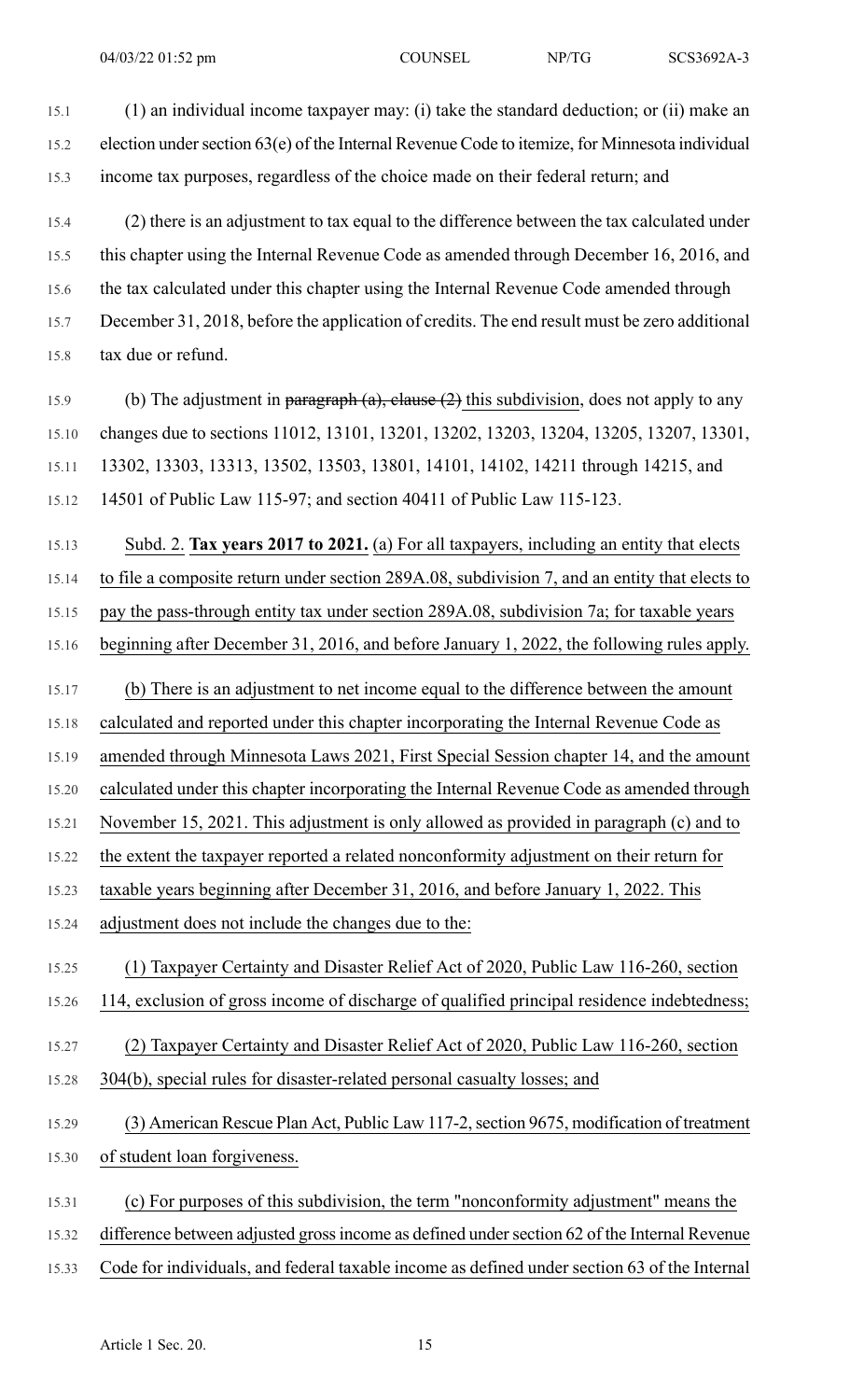(1) an individual income taxpayer may: (i) take the standard deduction; or (ii) make an election under section 63(e) of the Internal Revenue Code to itemize, for Minnesota individual income tax purposes, regardless of the choice made on their federal return; and

(2) there is an adjustment to tax equal to the difference between the tax calculated under this chapter using the Internal Revenue Code as amended through December 16, 2016, and the tax calculated under this chapter using the Internal Revenue Code amended through December 31, 2018, before the application of credits. The end result must be zero additional tax due or refund.

(b) The adjustment in ~~paragraph (a), clause (2)~~ this subdivision, does not apply to any changes due to sections 11012, 13101, 13201, 13202, 13203, 13204, 13205, 13207, 13301, 13302, 13303, 13313, 13502, 13503, 13801, 14101, 14102, 14211 through 14215, and 14501 of Public Law 115-97; and section 40411 of Public Law 115-123.

Subd. 2. **Tax years 2017 to 2021.** (a) For all taxpayers, including an entity that elects to file a composite return under section 289A.08, subdivision 7, and an entity that elects to pay the pass-through entity tax under section 289A.08, subdivision 7a; for taxable years beginning after December 31, 2016, and before January 1, 2022, the following rules apply.

(b) There is an adjustment to net income equal to the difference between the amount calculated and reported under this chapter incorporating the Internal Revenue Code as amended through Minnesota Laws 2021, First Special Session chapter 14, and the amount calculated under this chapter incorporating the Internal Revenue Code as amended through November 15, 2021. This adjustment is only allowed as provided in paragraph (c) and to the extent the taxpayer reported a related nonconformity adjustment on their return for taxable years beginning after December 31, 2016, and before January 1, 2022. This adjustment does not include the changes due to the:

(1) Taxpayer Certainty and Disaster Relief Act of 2020, Public Law 116-260, section 114, exclusion of gross income of discharge of qualified principal residence indebtedness;

(2) Taxpayer Certainty and Disaster Relief Act of 2020, Public Law 116-260, section 304(b), special rules for disaster-related personal casualty losses; and

(3) American Rescue Plan Act, Public Law 117-2, section 9675, modification of treatment of student loan forgiveness.

(c) For purposes of this subdivision, the term "nonconformity adjustment" means the difference between adjusted gross income as defined under section 62 of the Internal Revenue Code for individuals, and federal taxable income as defined under section 63 of the Internal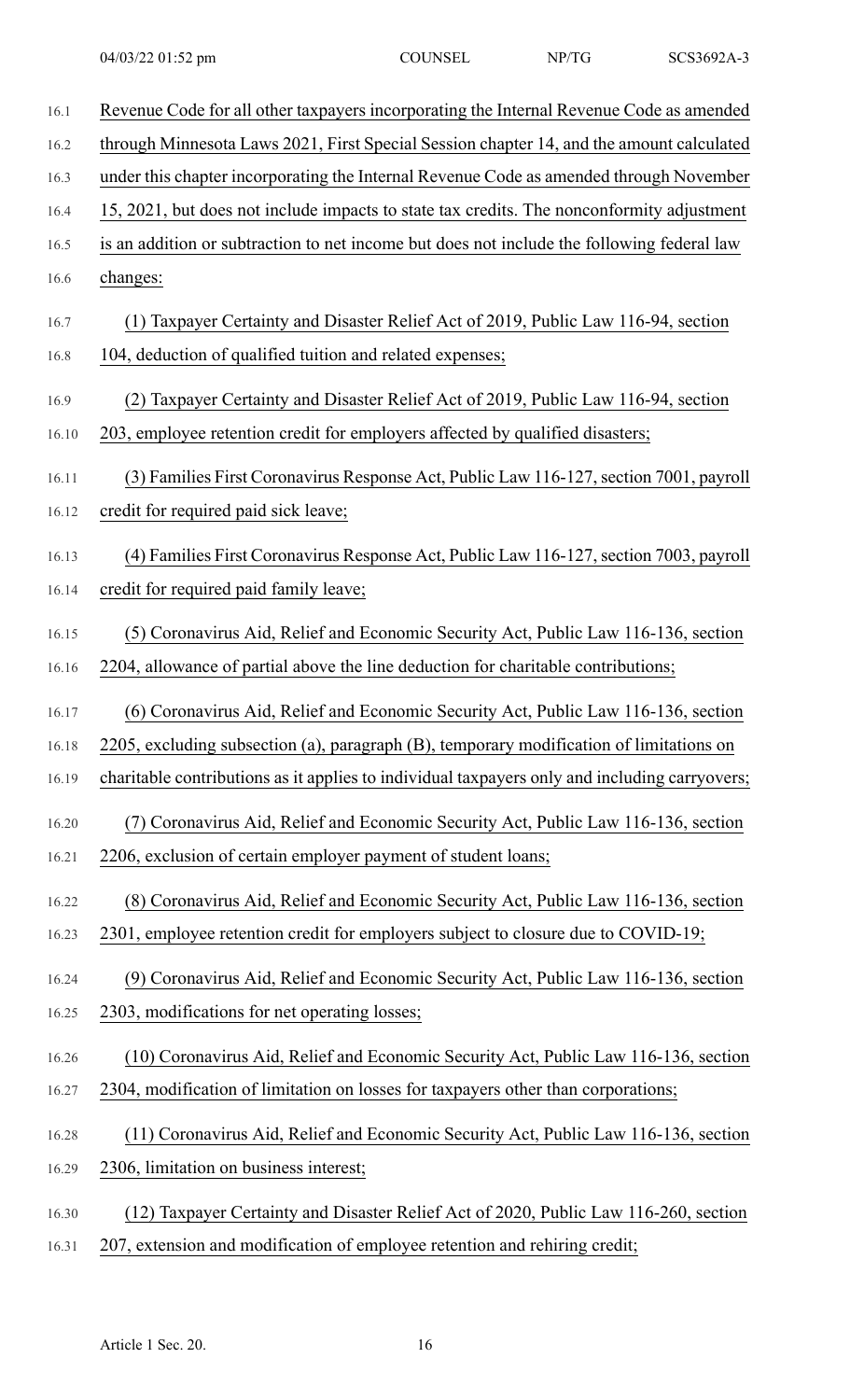Revenue Code for all other taxpayers incorporating the Internal Revenue Code as amended through Minnesota Laws 2021, First Special Session chapter 14, and the amount calculated under this chapter incorporating the Internal Revenue Code as amended through November 15, 2021, but does not include impacts to state tax credits. The nonconformity adjustment is an addition or subtraction to net income but does not include the following federal law changes:

(1) Taxpayer Certainty and Disaster Relief Act of 2019, Public Law 116-94, section 104, deduction of qualified tuition and related expenses;

(2) Taxpayer Certainty and Disaster Relief Act of 2019, Public Law 116-94, section 203, employee retention credit for employers affected by qualified disasters;

(3) Families First Coronavirus Response Act, Public Law 116-127, section 7001, payroll credit for required paid sick leave;

(4) Families First Coronavirus Response Act, Public Law 116-127, section 7003, payroll credit for required paid family leave;

(5) Coronavirus Aid, Relief and Economic Security Act, Public Law 116-136, section 2204, allowance of partial above the line deduction for charitable contributions;

(6) Coronavirus Aid, Relief and Economic Security Act, Public Law 116-136, section 2205, excluding subsection (a), paragraph (B), temporary modification of limitations on charitable contributions as it applies to individual taxpayers only and including carryovers;

(7) Coronavirus Aid, Relief and Economic Security Act, Public Law 116-136, section 2206, exclusion of certain employer payment of student loans;

(8) Coronavirus Aid, Relief and Economic Security Act, Public Law 116-136, section 2301, employee retention credit for employers subject to closure due to COVID-19;

(9) Coronavirus Aid, Relief and Economic Security Act, Public Law 116-136, section 2303, modifications for net operating losses;

(10) Coronavirus Aid, Relief and Economic Security Act, Public Law 116-136, section 2304, modification of limitation on losses for taxpayers other than corporations;

(11) Coronavirus Aid, Relief and Economic Security Act, Public Law 116-136, section 2306, limitation on business interest;

(12) Taxpayer Certainty and Disaster Relief Act of 2020, Public Law 116-260, section 207, extension and modification of employee retention and rehiring credit;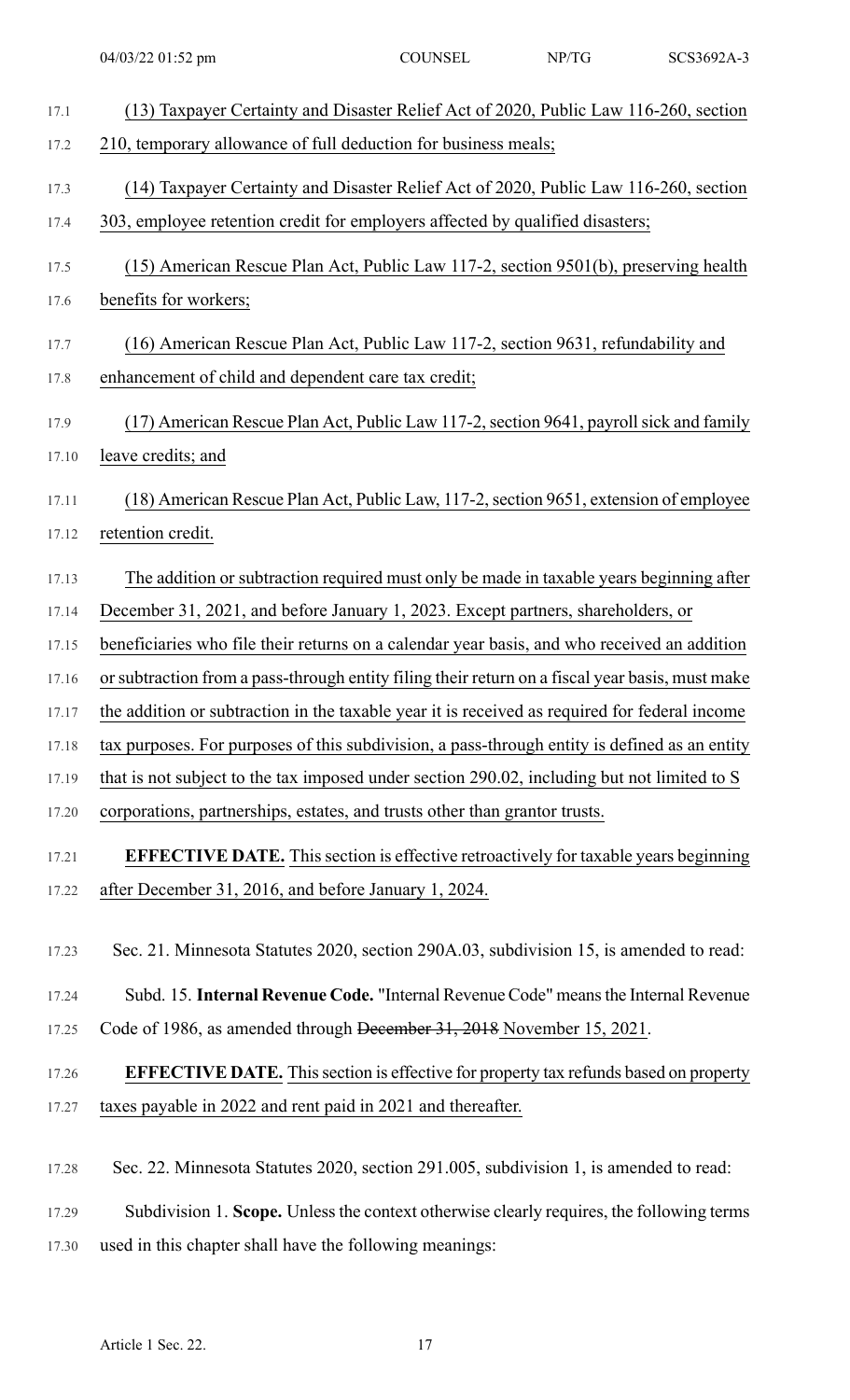(13) Taxpayer Certainty and Disaster Relief Act of 2020, Public Law 116-260, section 210, temporary allowance of full deduction for business meals;

(14) Taxpayer Certainty and Disaster Relief Act of 2020, Public Law 116-260, section 303, employee retention credit for employers affected by qualified disasters;

(15) American Rescue Plan Act, Public Law 117-2, section 9501(b), preserving health benefits for workers;

(16) American Rescue Plan Act, Public Law 117-2, section 9631, refundability and enhancement of child and dependent care tax credit;

(17) American Rescue Plan Act, Public Law 117-2, section 9641, payroll sick and family leave credits; and

(18) American Rescue Plan Act, Public Law, 117-2, section 9651, extension of employee retention credit.

The addition or subtraction required must only be made in taxable years beginning after December 31, 2021, and before January 1, 2023. Except partners, shareholders, or beneficiaries who file their returns on a calendar year basis, and who received an addition or subtraction from a pass-through entity filing their return on a fiscal year basis, must make the addition or subtraction in the taxable year it is received as required for federal income tax purposes. For purposes of this subdivision, a pass-through entity is defined as an entity that is not subject to the tax imposed under section 290.02, including but not limited to S corporations, partnerships, estates, and trusts other than grantor trusts.

**EFFECTIVE DATE.** This section is effective retroactively for taxable years beginning after December 31, 2016, and before January 1, 2024.

Sec. 21. Minnesota Statutes 2020, section 290A.03, subdivision 15, is amended to read:

Subd. 15. **Internal Revenue Code.** "Internal Revenue Code" means the Internal Revenue Code of 1986, as amended through ~~December 31, 2018~~ November 15, 2021.

**EFFECTIVE DATE.** This section is effective for property tax refunds based on property taxes payable in 2022 and rent paid in 2021 and thereafter.

Sec. 22. Minnesota Statutes 2020, section 291.005, subdivision 1, is amended to read:

Subdivision 1. **Scope.** Unless the context otherwise clearly requires, the following terms used in this chapter shall have the following meanings: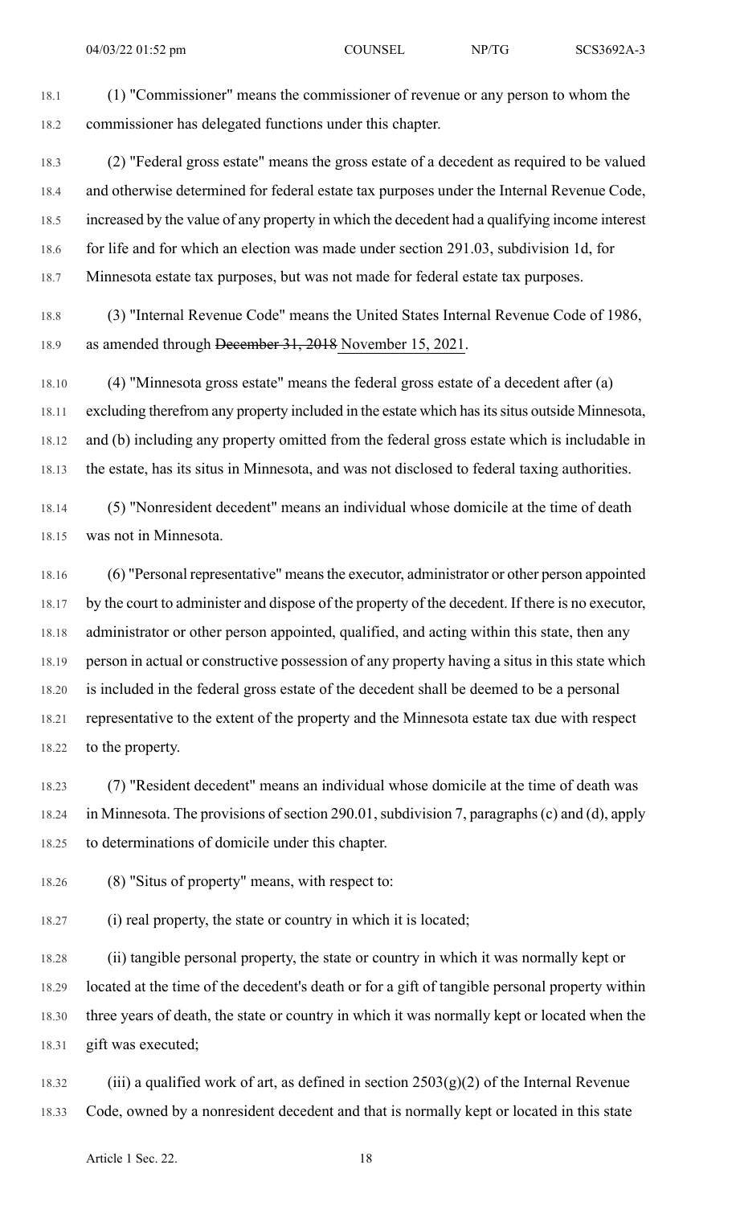(1) "Commissioner" means the commissioner of revenue or any person to whom the commissioner has delegated functions under this chapter.

(2) "Federal gross estate" means the gross estate of a decedent as required to be valued and otherwise determined for federal estate tax purposes under the Internal Revenue Code, increased by the value of any property in which the decedent had a qualifying income interest for life and for which an election was made under section 291.03, subdivision 1d, for Minnesota estate tax purposes, but was not made for federal estate tax purposes.

(3) "Internal Revenue Code" means the United States Internal Revenue Code of 1986, as amended through ~~December 31, 2018~~ November 15, 2021.

(4) "Minnesota gross estate" means the federal gross estate of a decedent after (a) excluding therefrom any property included in the estate which has its situs outside Minnesota, and (b) including any property omitted from the federal gross estate which is includable in the estate, has its situs in Minnesota, and was not disclosed to federal taxing authorities.

(5) "Nonresident decedent" means an individual whose domicile at the time of death was not in Minnesota.

(6) "Personal representative" means the executor, administrator or other person appointed by the court to administer and dispose of the property of the decedent. If there is no executor, administrator or other person appointed, qualified, and acting within this state, then any person in actual or constructive possession of any property having a situs in this state which is included in the federal gross estate of the decedent shall be deemed to be a personal representative to the extent of the property and the Minnesota estate tax due with respect to the property.

(7) "Resident decedent" means an individual whose domicile at the time of death was in Minnesota. The provisions of section 290.01, subdivision 7, paragraphs (c) and (d), apply to determinations of domicile under this chapter.

(8) "Situs of property" means, with respect to:

(i) real property, the state or country in which it is located;

(ii) tangible personal property, the state or country in which it was normally kept or located at the time of the decedent's death or for a gift of tangible personal property within three years of death, the state or country in which it was normally kept or located when the gift was executed;

(iii) a qualified work of art, as defined in section 2503(g)(2) of the Internal Revenue Code, owned by a nonresident decedent and that is normally kept or located in this state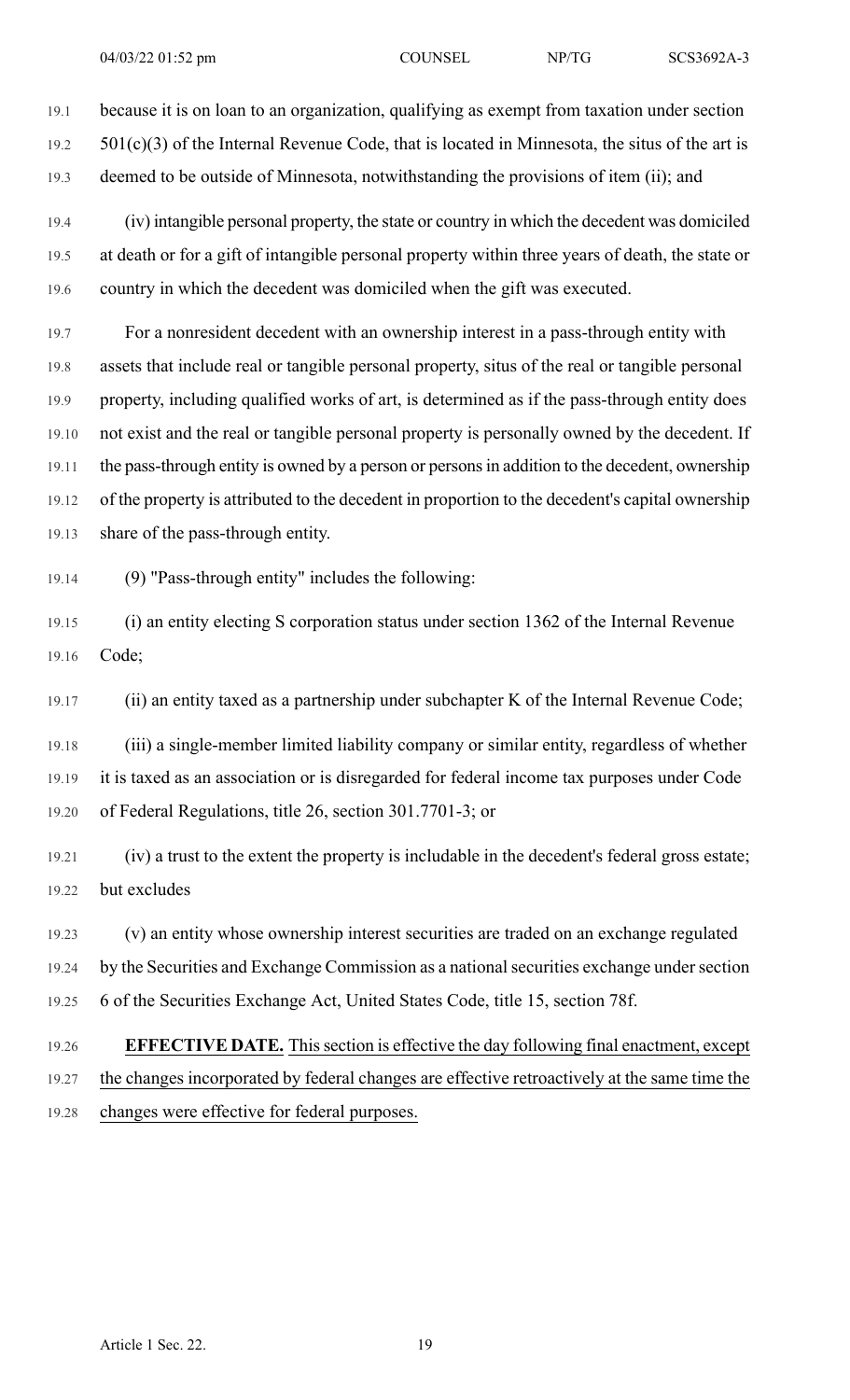because it is on loan to an organization, qualifying as exempt from taxation under section 501(c)(3) of the Internal Revenue Code, that is located in Minnesota, the situs of the art is deemed to be outside of Minnesota, notwithstanding the provisions of item (ii); and

(iv) intangible personal property, the state or country in which the decedent was domiciled at death or for a gift of intangible personal property within three years of death, the state or country in which the decedent was domiciled when the gift was executed.

For a nonresident decedent with an ownership interest in a pass-through entity with assets that include real or tangible personal property, situs of the real or tangible personal property, including qualified works of art, is determined as if the pass-through entity does not exist and the real or tangible personal property is personally owned by the decedent. If the pass-through entity is owned by a person or persons in addition to the decedent, ownership of the property is attributed to the decedent in proportion to the decedent's capital ownership share of the pass-through entity.

(9) "Pass-through entity" includes the following:

(i) an entity electing S corporation status under section 1362 of the Internal Revenue Code;

(ii) an entity taxed as a partnership under subchapter K of the Internal Revenue Code;

(iii) a single-member limited liability company or similar entity, regardless of whether it is taxed as an association or is disregarded for federal income tax purposes under Code of Federal Regulations, title 26, section 301.7701-3; or

(iv) a trust to the extent the property is includable in the decedent's federal gross estate; but excludes

(v) an entity whose ownership interest securities are traded on an exchange regulated by the Securities and Exchange Commission as a national securities exchange under section 6 of the Securities Exchange Act, United States Code, title 15, section 78f.

**EFFECTIVE DATE.** This section is effective the day following final enactment, except the changes incorporated by federal changes are effective retroactively at the same time the changes were effective for federal purposes.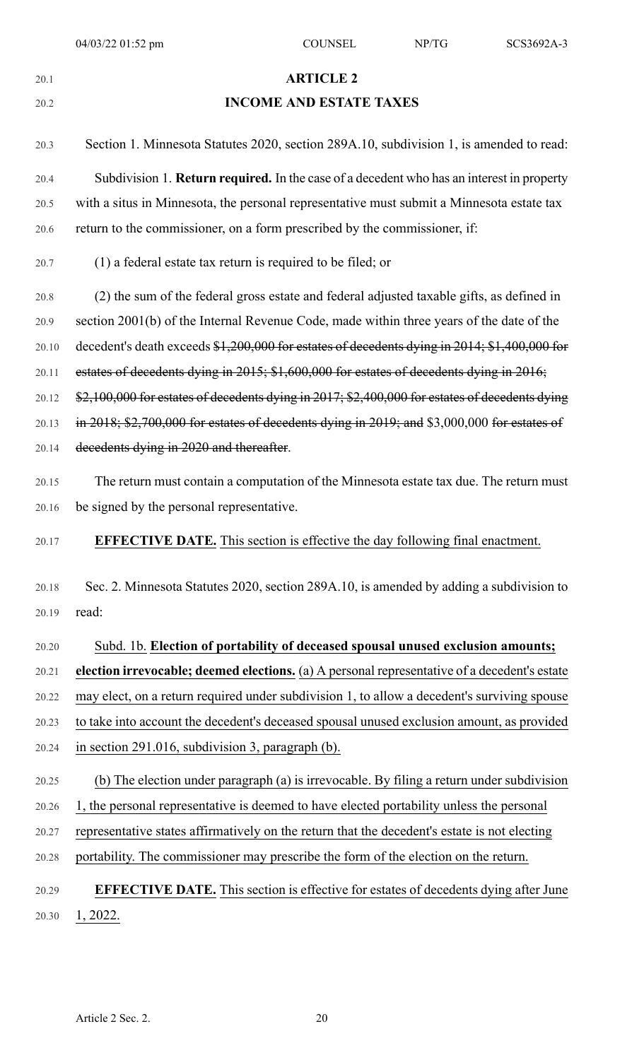## ARTICLE 2

## INCOME AND ESTATE TAXES

Section 1. Minnesota Statutes 2020, section 289A.10, subdivision 1, is amended to read:

Subdivision 1. **Return required.** In the case of a decedent who has an interest in property with a situs in Minnesota, the personal representative must submit a Minnesota estate tax return to the commissioner, on a form prescribed by the commissioner, if:

(1) a federal estate tax return is required to be filed; or

(2) the sum of the federal gross estate and federal adjusted taxable gifts, as defined in section 2001(b) of the Internal Revenue Code, made within three years of the date of the decedent's death exceeds ~~$1,200,000 for estates of decedents dying in 2014; $1,400,000 for estates of decedents dying in 2015; $1,600,000 for estates of decedents dying in 2016; $2,100,000 for estates of decedents dying in 2017; $2,400,000 for estates of decedents dying in 2018; $2,700,000 for estates of decedents dying in 2019; and~~ $3,000,000 ~~for estates of decedents dying in 2020 and thereafter~~.

The return must contain a computation of the Minnesota estate tax due. The return must be signed by the personal representative.

**EFFECTIVE DATE.** This section is effective the day following final enactment.

Sec. 2. Minnesota Statutes 2020, section 289A.10, is amended by adding a subdivision to read:

Subd. 1b. **Election of portability of deceased spousal unused exclusion amounts; election irrevocable; deemed elections.** (a) A personal representative of a decedent's estate may elect, on a return required under subdivision 1, to allow a decedent's surviving spouse to take into account the decedent's deceased spousal unused exclusion amount, as provided in section 291.016, subdivision 3, paragraph (b).

(b) The election under paragraph (a) is irrevocable. By filing a return under subdivision 1, the personal representative is deemed to have elected portability unless the personal representative states affirmatively on the return that the decedent's estate is not electing portability. The commissioner may prescribe the form of the election on the return.

**EFFECTIVE DATE.** This section is effective for estates of decedents dying after June 1, 2022.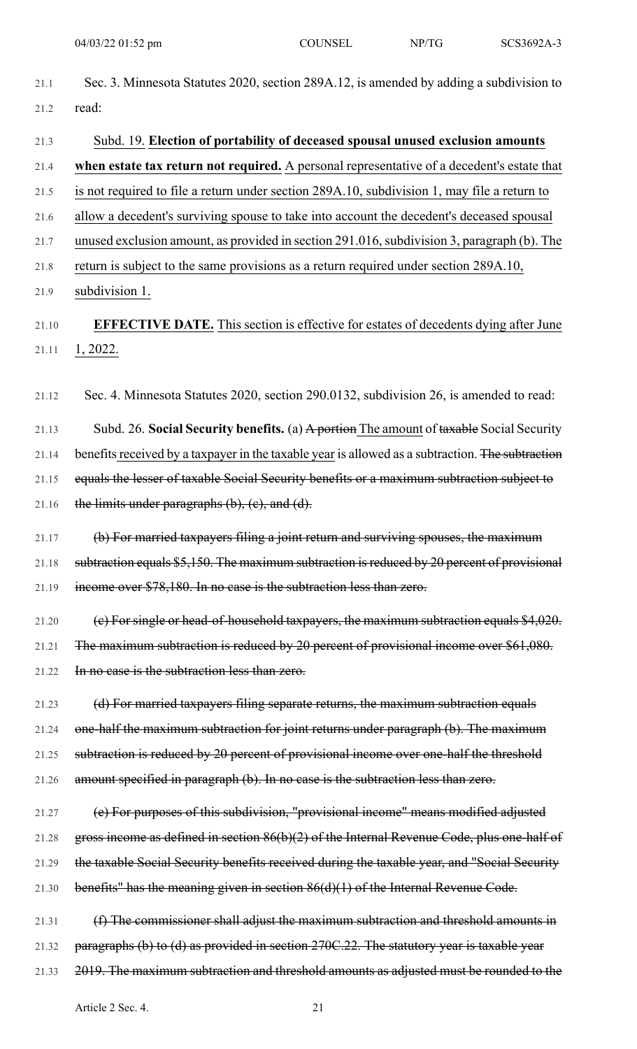Sec. 3. Minnesota Statutes 2020, section 289A.12, is amended by adding a subdivision to read:

<u>Subd. 19.</u> <u>**Election of portability of deceased spousal unused exclusion amounts when estate tax return not required.**</u> <u>A personal representative of a decedent's estate that is not required to file a return under section 289A.10, subdivision 1, may file a return to allow a decedent's surviving spouse to take into account the decedent's deceased spousal unused exclusion amount, as provided in section 291.016, subdivision 3, paragraph (b). The return is subject to the same provisions as a return required under section 289A.10, subdivision 1.</u>

**EFFECTIVE DATE.** <u>This section is effective for estates of decedents dying after June 1, 2022.</u>

Sec. 4. Minnesota Statutes 2020, section 290.0132, subdivision 26, is amended to read:

Subd. 26. **Social Security benefits.** (a) ~~A portion~~ <u>The amount</u> of ~~taxable~~ Social Security benefits <u>received by a taxpayer in the taxable year</u> is allowed as a subtraction. ~~The subtraction equals the lesser of taxable Social Security benefits or a maximum subtraction subject to the limits under paragraphs (b), (c), and (d).~~

~~(b) For married taxpayers filing a joint return and surviving spouses, the maximum subtraction equals $5,150. The maximum subtraction is reduced by 20 percent of provisional income over $78,180. In no case is the subtraction less than zero.~~

~~(c) For single or head-of-household taxpayers, the maximum subtraction equals $4,020. The maximum subtraction is reduced by 20 percent of provisional income over $61,080. In no case is the subtraction less than zero.~~

~~(d) For married taxpayers filing separate returns, the maximum subtraction equals one-half the maximum subtraction for joint returns under paragraph (b). The maximum subtraction is reduced by 20 percent of provisional income over one-half the threshold amount specified in paragraph (b). In no case is the subtraction less than zero.~~

~~(e) For purposes of this subdivision, "provisional income" means modified adjusted gross income as defined in section 86(b)(2) of the Internal Revenue Code, plus one-half of the taxable Social Security benefits received during the taxable year, and "Social Security benefits" has the meaning given in section 86(d)(1) of the Internal Revenue Code.~~

~~(f) The commissioner shall adjust the maximum subtraction and threshold amounts in paragraphs (b) to (d) as provided in section 270C.22. The statutory year is taxable year 2019. The maximum subtraction and threshold amounts as adjusted must be rounded to the~~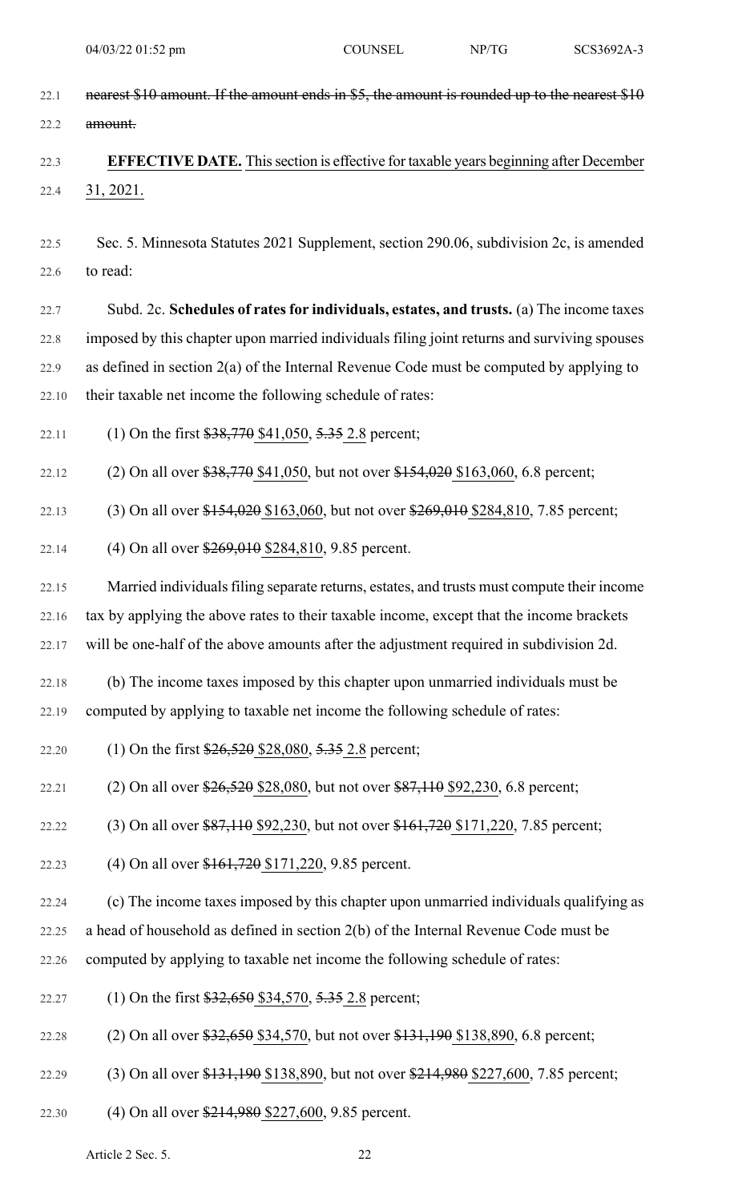~~nearest $10 amount. If the amount ends in $5, the amount is rounded up to the nearest $10 amount.~~

**EFFECTIVE DATE.** This section is effective for taxable years beginning after December 31, 2021.

Sec. 5. Minnesota Statutes 2021 Supplement, section 290.06, subdivision 2c, is amended to read:

Subd. 2c. **Schedules of rates for individuals, estates, and trusts.** (a) The income taxes imposed by this chapter upon married individuals filing joint returns and surviving spouses as defined in section 2(a) of the Internal Revenue Code must be computed by applying to their taxable net income the following schedule of rates:

(1) On the first ~~$38,770~~ $41,050, ~~5.35~~ 2.8 percent;

(2) On all over ~~$38,770~~ $41,050, but not over ~~$154,020~~ $163,060, 6.8 percent;

(3) On all over ~~$154,020~~ $163,060, but not over ~~$269,010~~ $284,810, 7.85 percent;

(4) On all over ~~$269,010~~ $284,810, 9.85 percent.

Married individuals filing separate returns, estates, and trusts must compute their income tax by applying the above rates to their taxable income, except that the income brackets will be one-half of the above amounts after the adjustment required in subdivision 2d.

(b) The income taxes imposed by this chapter upon unmarried individuals must be computed by applying to taxable net income the following schedule of rates:

(1) On the first ~~$26,520~~ $28,080, ~~5.35~~ 2.8 percent;

(2) On all over ~~$26,520~~ $28,080, but not over ~~$87,110~~ $92,230, 6.8 percent;

(3) On all over ~~$87,110~~ $92,230, but not over ~~$161,720~~ $171,220, 7.85 percent;

(4) On all over ~~$161,720~~ $171,220, 9.85 percent.

(c) The income taxes imposed by this chapter upon unmarried individuals qualifying as a head of household as defined in section 2(b) of the Internal Revenue Code must be computed by applying to taxable net income the following schedule of rates:

(1) On the first ~~$32,650~~ $34,570, ~~5.35~~ 2.8 percent;

(2) On all over ~~$32,650~~ $34,570, but not over ~~$131,190~~ $138,890, 6.8 percent;

(3) On all over ~~$131,190~~ $138,890, but not over ~~$214,980~~ $227,600, 7.85 percent;

(4) On all over ~~$214,980~~ $227,600, 9.85 percent.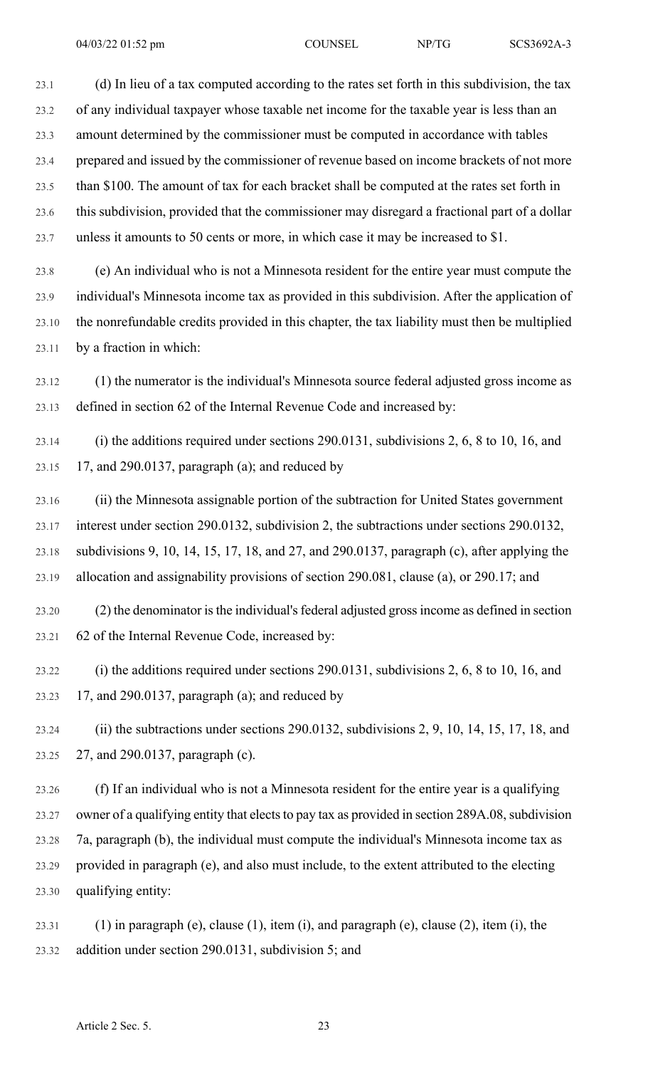(d) In lieu of a tax computed according to the rates set forth in this subdivision, the tax of any individual taxpayer whose taxable net income for the taxable year is less than an amount determined by the commissioner must be computed in accordance with tables prepared and issued by the commissioner of revenue based on income brackets of not more than $100. The amount of tax for each bracket shall be computed at the rates set forth in this subdivision, provided that the commissioner may disregard a fractional part of a dollar unless it amounts to 50 cents or more, in which case it may be increased to $1.

(e) An individual who is not a Minnesota resident for the entire year must compute the individual's Minnesota income tax as provided in this subdivision. After the application of the nonrefundable credits provided in this chapter, the tax liability must then be multiplied by a fraction in which:

(1) the numerator is the individual's Minnesota source federal adjusted gross income as defined in section 62 of the Internal Revenue Code and increased by:

(i) the additions required under sections 290.0131, subdivisions 2, 6, 8 to 10, 16, and 17, and 290.0137, paragraph (a); and reduced by

(ii) the Minnesota assignable portion of the subtraction for United States government interest under section 290.0132, subdivision 2, the subtractions under sections 290.0132, subdivisions 9, 10, 14, 15, 17, 18, and 27, and 290.0137, paragraph (c), after applying the allocation and assignability provisions of section 290.081, clause (a), or 290.17; and

(2) the denominator is the individual's federal adjusted gross income as defined in section 62 of the Internal Revenue Code, increased by:

(i) the additions required under sections 290.0131, subdivisions 2, 6, 8 to 10, 16, and 17, and 290.0137, paragraph (a); and reduced by

(ii) the subtractions under sections 290.0132, subdivisions 2, 9, 10, 14, 15, 17, 18, and 27, and 290.0137, paragraph (c).

(f) If an individual who is not a Minnesota resident for the entire year is a qualifying owner of a qualifying entity that elects to pay tax as provided in section 289A.08, subdivision 7a, paragraph (b), the individual must compute the individual's Minnesota income tax as provided in paragraph (e), and also must include, to the extent attributed to the electing qualifying entity:

(1) in paragraph (e), clause (1), item (i), and paragraph (e), clause (2), item (i), the addition under section 290.0131, subdivision 5; and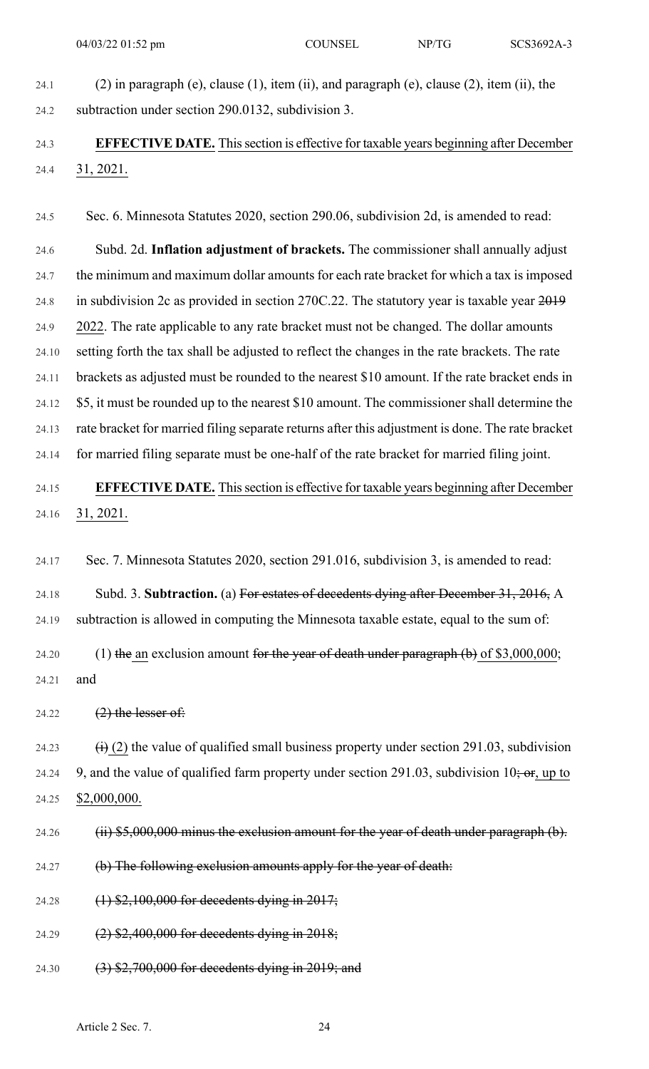(2) in paragraph (e), clause (1), item (ii), and paragraph (e), clause (2), item (ii), the subtraction under section 290.0132, subdivision 3.

**EFFECTIVE DATE.** This section is effective for taxable years beginning after December 31, 2021.

Sec. 6. Minnesota Statutes 2020, section 290.06, subdivision 2d, is amended to read:

Subd. 2d. **Inflation adjustment of brackets.** The commissioner shall annually adjust the minimum and maximum dollar amounts for each rate bracket for which a tax is imposed in subdivision 2c as provided in section 270C.22. The statutory year is taxable year ~~2019~~ 2022. The rate applicable to any rate bracket must not be changed. The dollar amounts setting forth the tax shall be adjusted to reflect the changes in the rate brackets. The rate brackets as adjusted must be rounded to the nearest $10 amount. If the rate bracket ends in $5, it must be rounded up to the nearest $10 amount. The commissioner shall determine the rate bracket for married filing separate returns after this adjustment is done. The rate bracket for married filing separate must be one-half of the rate bracket for married filing joint.

**EFFECTIVE DATE.** This section is effective for taxable years beginning after December 31, 2021.

Sec. 7. Minnesota Statutes 2020, section 291.016, subdivision 3, is amended to read:

Subd. 3. **Subtraction.** (a) ~~For estates of decedents dying after December 31, 2016,~~ A subtraction is allowed in computing the Minnesota taxable estate, equal to the sum of:

(1) ~~the~~ an exclusion amount ~~for the year of death under paragraph (b)~~ of $3,000,000; and

~~(2) the lesser of:~~

~~(i)~~ (2) the value of qualified small business property under section 291.03, subdivision 9, and the value of qualified farm property under section 291.03, subdivision 10~~; or~~, up to $2,000,000.

~~(ii) $5,000,000 minus the exclusion amount for the year of death under paragraph (b).~~

~~(b) The following exclusion amounts apply for the year of death:~~

~~(1) $2,100,000 for decedents dying in 2017;~~

~~(2) $2,400,000 for decedents dying in 2018;~~

~~(3) $2,700,000 for decedents dying in 2019; and~~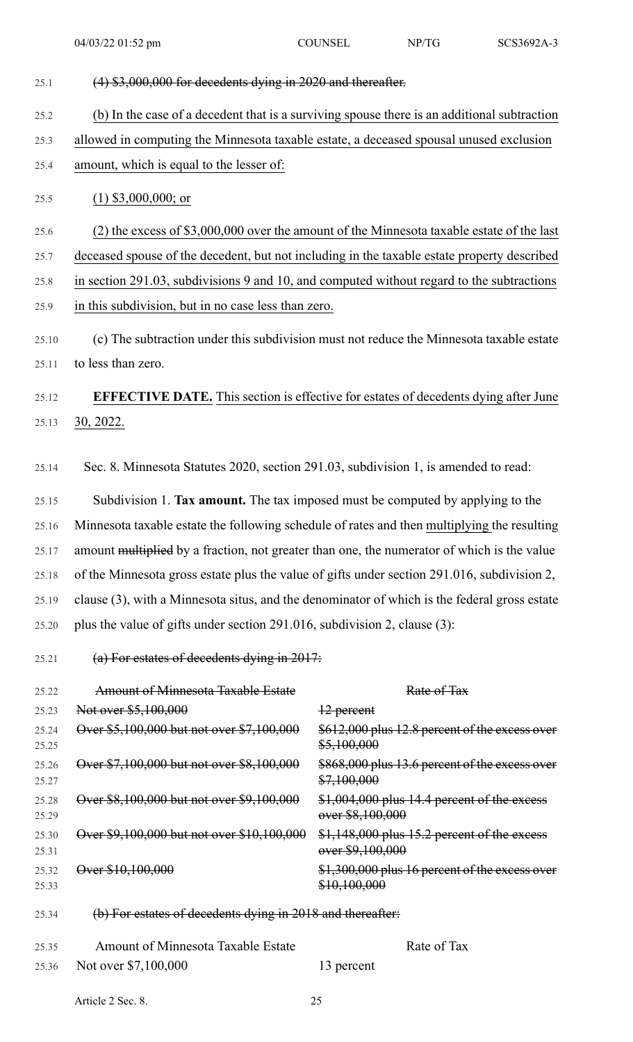~~(4) $3,000,000 for decedents dying in 2020 and thereafter.~~

(b) In the case of a decedent that is a surviving spouse there is an additional subtraction allowed in computing the Minnesota taxable estate, a deceased spousal unused exclusion amount, which is equal to the lesser of:

(1) $3,000,000; or

(2) the excess of $3,000,000 over the amount of the Minnesota taxable estate of the last deceased spouse of the decedent, but not including in the taxable estate property described in section 291.03, subdivisions 9 and 10, and computed without regard to the subtractions in this subdivision, but in no case less than zero.

(c) The subtraction under this subdivision must not reduce the Minnesota taxable estate to less than zero.

**EFFECTIVE DATE.** This section is effective for estates of decedents dying after June 30, 2022.

Sec. 8. Minnesota Statutes 2020, section 291.03, subdivision 1, is amended to read:

Subdivision 1. **Tax amount.** The tax imposed must be computed by applying to the Minnesota taxable estate the following schedule of rates and then multiplying the resulting amount ~~multiplied~~ by a fraction, not greater than one, the numerator of which is the value of the Minnesota gross estate plus the value of gifts under section 291.016, subdivision 2, clause (3), with a Minnesota situs, and the denominator of which is the federal gross estate plus the value of gifts under section 291.016, subdivision 2, clause (3):

~~(a) For estates of decedents dying in 2017:~~

| ~~Amount of Minnesota Taxable Estate~~ | ~~Rate of Tax~~ |
|---|---|
| ~~Not over $5,100,000~~ | ~~12 percent~~ |
| ~~Over $5,100,000 but not over $7,100,000~~ | ~~$612,000 plus 12.8 percent of the excess over $5,100,000~~ |
| ~~Over $7,100,000 but not over $8,100,000~~ | ~~$868,000 plus 13.6 percent of the excess over $7,100,000~~ |
| ~~Over $8,100,000 but not over $9,100,000~~ | ~~$1,004,000 plus 14.4 percent of the excess over $8,100,000~~ |
| ~~Over $9,100,000 but not over $10,100,000~~ | ~~$1,148,000 plus 15.2 percent of the excess over $9,100,000~~ |
| ~~Over $10,100,000~~ | ~~$1,300,000 plus 16 percent of the excess over $10,100,000~~ |

~~(b) For estates of decedents dying in 2018 and thereafter:~~

| Amount of Minnesota Taxable Estate | Rate of Tax |
|---|---|
| Not over $7,100,000 | 13 percent |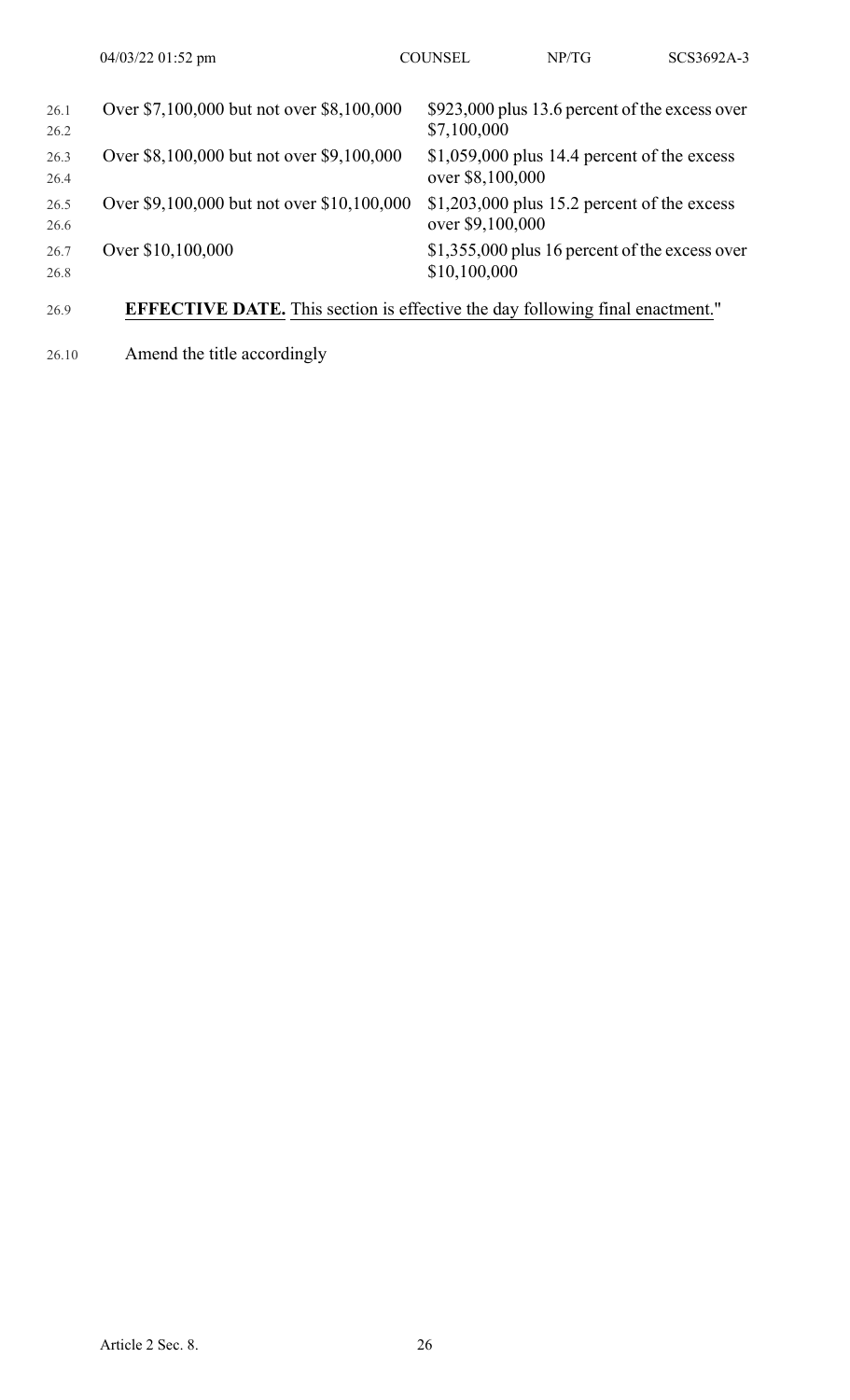| | |
|---|---|
| Over $7,100,000 but not over $8,100,000 | $923,000 plus 13.6 percent of the excess over $7,100,000 |
| Over $8,100,000 but not over $9,100,000 | $1,059,000 plus 14.4 percent of the excess over $8,100,000 |
| Over $9,100,000 but not over $10,100,000 | $1,203,000 plus 15.2 percent of the excess over $9,100,000 |
| Over $10,100,000 | $1,355,000 plus 16 percent of the excess over $10,100,000 |

**EFFECTIVE DATE.** This section is effective the day following final enactment."

Amend the title accordingly